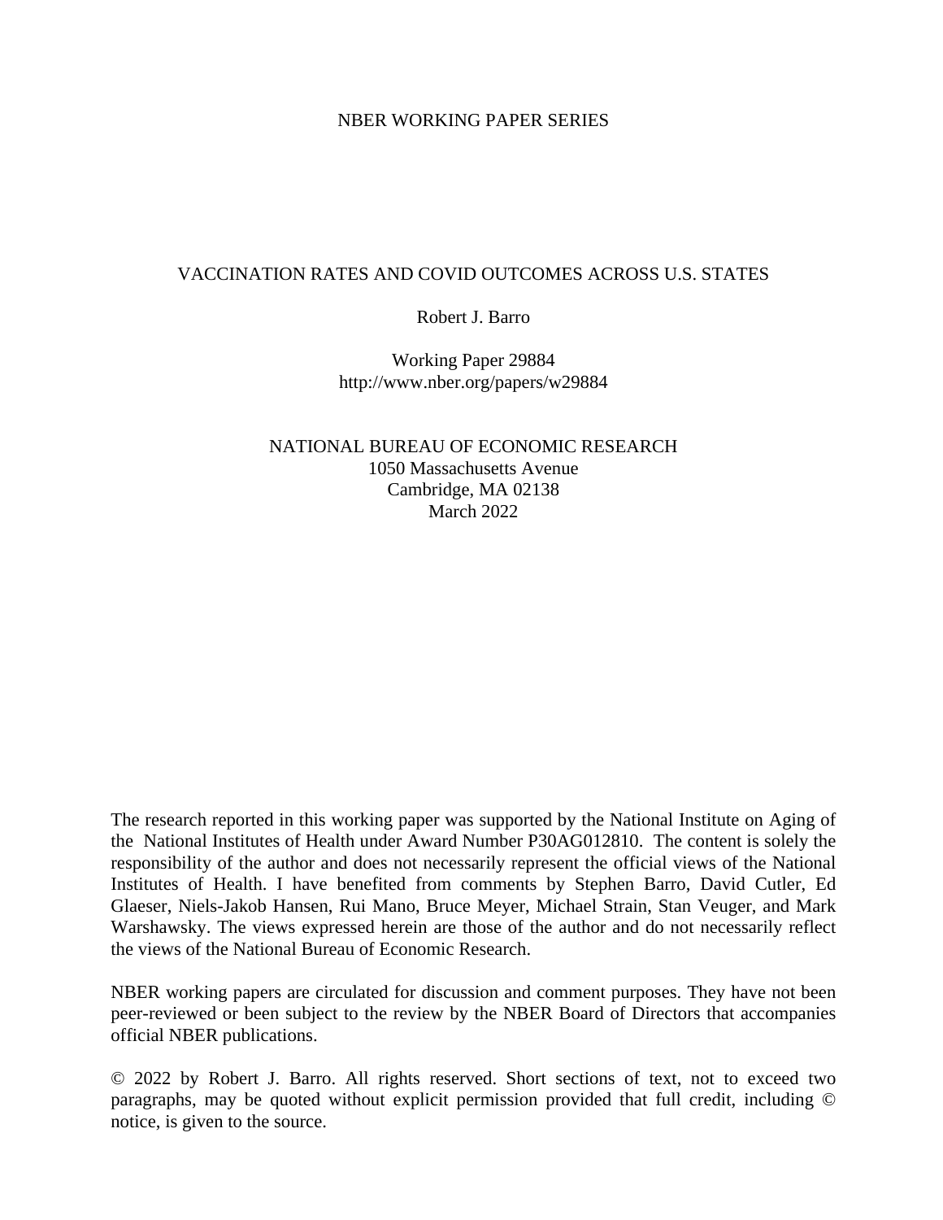NBER WORKING PAPER SERIES

# VACCINATION RATES AND COVID OUTCOMES ACROSS U.S. STATES

Robert J. Barro

Working Paper 29884
http://www.nber.org/papers/w29884

NATIONAL BUREAU OF ECONOMIC RESEARCH
1050 Massachusetts Avenue
Cambridge, MA 02138
March 2022

The research reported in this working paper was supported by the National Institute on Aging of the National Institutes of Health under Award Number P30AG012810. The content is solely the responsibility of the author and does not necessarily represent the official views of the National Institutes of Health. I have benefited from comments by Stephen Barro, David Cutler, Ed Glaeser, Niels-Jakob Hansen, Rui Mano, Bruce Meyer, Michael Strain, Stan Veuger, and Mark Warshawsky. The views expressed herein are those of the author and do not necessarily reflect the views of the National Bureau of Economic Research.

NBER working papers are circulated for discussion and comment purposes. They have not been peer-reviewed or been subject to the review by the NBER Board of Directors that accompanies official NBER publications.

© 2022 by Robert J. Barro. All rights reserved. Short sections of text, not to exceed two paragraphs, may be quoted without explicit permission provided that full credit, including © notice, is given to the source.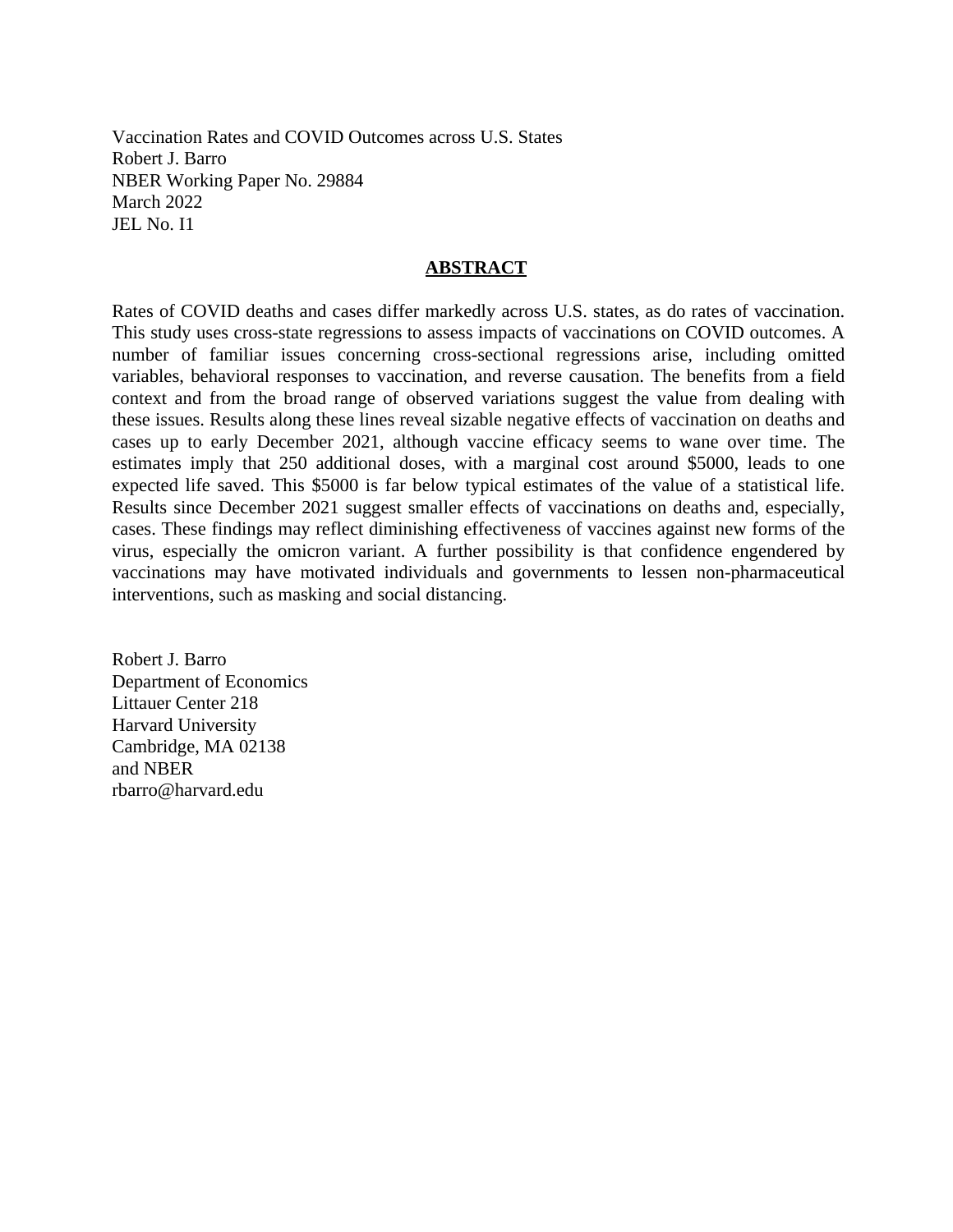Vaccination Rates and COVID Outcomes across U.S. States
Robert J. Barro
NBER Working Paper No. 29884
March 2022
JEL No. I1

## ABSTRACT

Rates of COVID deaths and cases differ markedly across U.S. states, as do rates of vaccination. This study uses cross-state regressions to assess impacts of vaccinations on COVID outcomes. A number of familiar issues concerning cross-sectional regressions arise, including omitted variables, behavioral responses to vaccination, and reverse causation. The benefits from a field context and from the broad range of observed variations suggest the value from dealing with these issues. Results along these lines reveal sizable negative effects of vaccination on deaths and cases up to early December 2021, although vaccine efficacy seems to wane over time. The estimates imply that 250 additional doses, with a marginal cost around $5000, leads to one expected life saved. This $5000 is far below typical estimates of the value of a statistical life. Results since December 2021 suggest smaller effects of vaccinations on deaths and, especially, cases. These findings may reflect diminishing effectiveness of vaccines against new forms of the virus, especially the omicron variant. A further possibility is that confidence engendered by vaccinations may have motivated individuals and governments to lessen non-pharmaceutical interventions, such as masking and social distancing.

Robert J. Barro
Department of Economics
Littauer Center 218
Harvard University
Cambridge, MA 02138
and NBER
rbarro@harvard.edu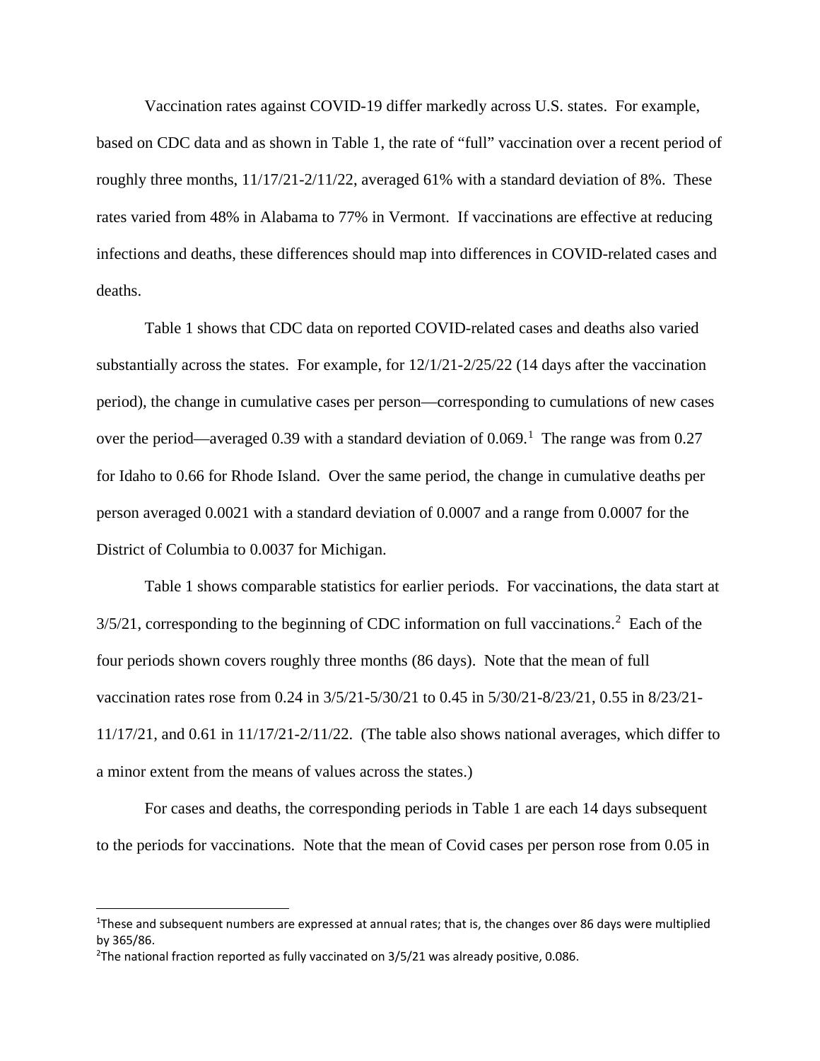Vaccination rates against COVID-19 differ markedly across U.S. states. For example, based on CDC data and as shown in Table 1, the rate of "full" vaccination over a recent period of roughly three months, 11/17/21-2/11/22, averaged 61% with a standard deviation of 8%. These rates varied from 48% in Alabama to 77% in Vermont. If vaccinations are effective at reducing infections and deaths, these differences should map into differences in COVID-related cases and deaths.

Table 1 shows that CDC data on reported COVID-related cases and deaths also varied substantially across the states. For example, for 12/1/21-2/25/22 (14 days after the vaccination period), the change in cumulative cases per person—corresponding to cumulations of new cases over the period—averaged 0.39 with a standard deviation of 0.069.[1] The range was from 0.27 for Idaho to 0.66 for Rhode Island. Over the same period, the change in cumulative deaths per person averaged 0.0021 with a standard deviation of 0.0007 and a range from 0.0007 for the District of Columbia to 0.0037 for Michigan.

Table 1 shows comparable statistics for earlier periods. For vaccinations, the data start at 3/5/21, corresponding to the beginning of CDC information on full vaccinations.[2] Each of the four periods shown covers roughly three months (86 days). Note that the mean of full vaccination rates rose from 0.24 in 3/5/21-5/30/21 to 0.45 in 5/30/21-8/23/21, 0.55 in 8/23/21-11/17/21, and 0.61 in 11/17/21-2/11/22. (The table also shows national averages, which differ to a minor extent from the means of values across the states.)

For cases and deaths, the corresponding periods in Table 1 are each 14 days subsequent to the periods for vaccinations. Note that the mean of Covid cases per person rose from 0.05 in

[1] These and subsequent numbers are expressed at annual rates; that is, the changes over 86 days were multiplied by 365/86.

[2] The national fraction reported as fully vaccinated on 3/5/21 was already positive, 0.086.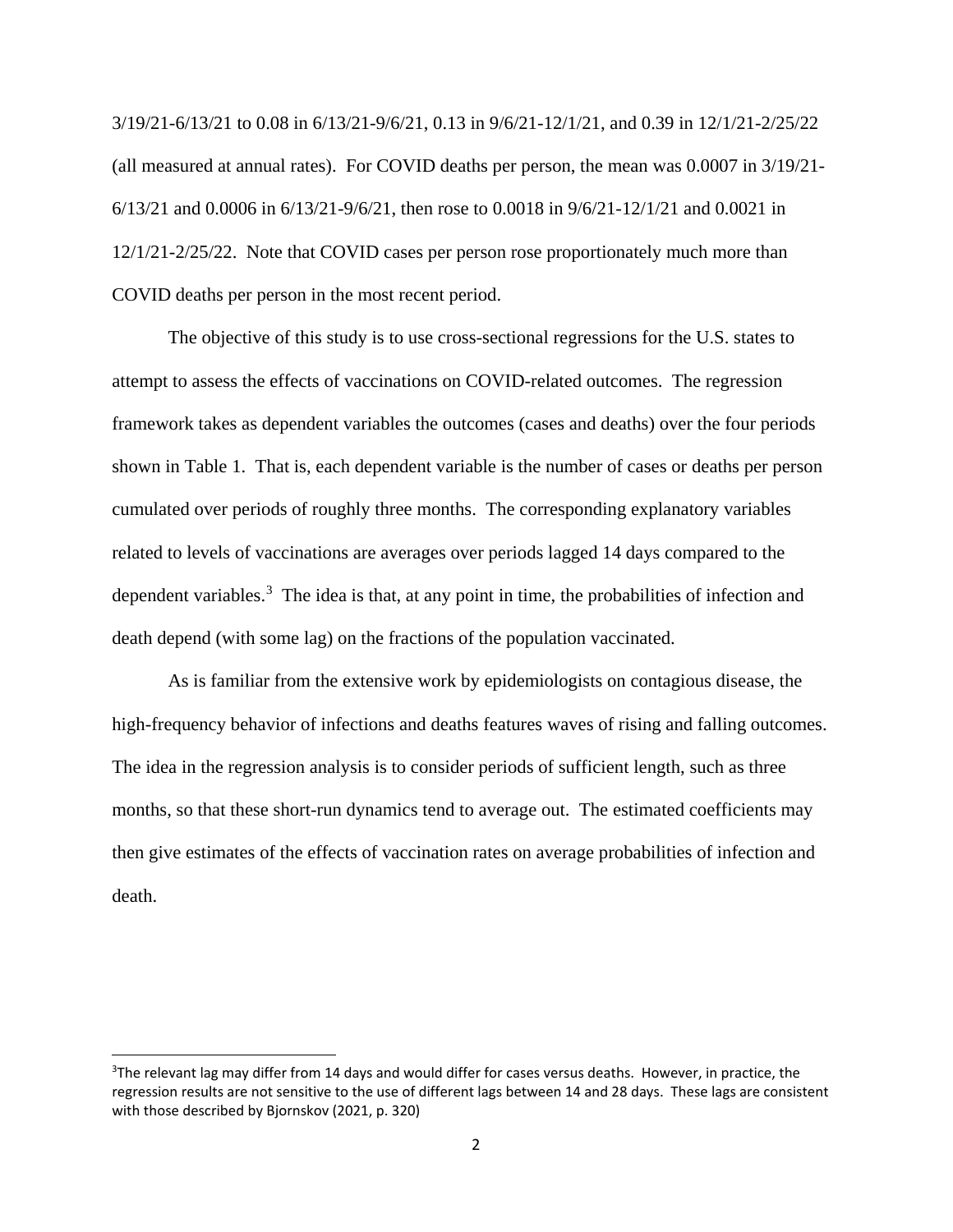3/19/21-6/13/21 to 0.08 in 6/13/21-9/6/21, 0.13 in 9/6/21-12/1/21, and 0.39 in 12/1/21-2/25/22 (all measured at annual rates). For COVID deaths per person, the mean was 0.0007 in 3/19/21-6/13/21 and 0.0006 in 6/13/21-9/6/21, then rose to 0.0018 in 9/6/21-12/1/21 and 0.0021 in 12/1/21-2/25/22. Note that COVID cases per person rose proportionately much more than COVID deaths per person in the most recent period.

The objective of this study is to use cross-sectional regressions for the U.S. states to attempt to assess the effects of vaccinations on COVID-related outcomes. The regression framework takes as dependent variables the outcomes (cases and deaths) over the four periods shown in Table 1. That is, each dependent variable is the number of cases or deaths per person cumulated over periods of roughly three months. The corresponding explanatory variables related to levels of vaccinations are averages over periods lagged 14 days compared to the dependent variables.[3] The idea is that, at any point in time, the probabilities of infection and death depend (with some lag) on the fractions of the population vaccinated.

As is familiar from the extensive work by epidemiologists on contagious disease, the high-frequency behavior of infections and deaths features waves of rising and falling outcomes. The idea in the regression analysis is to consider periods of sufficient length, such as three months, so that these short-run dynamics tend to average out. The estimated coefficients may then give estimates of the effects of vaccination rates on average probabilities of infection and death.

---

[3]The relevant lag may differ from 14 days and would differ for cases versus deaths. However, in practice, the regression results are not sensitive to the use of different lags between 14 and 28 days. These lags are consistent with those described by Bjornskov (2021, p. 320)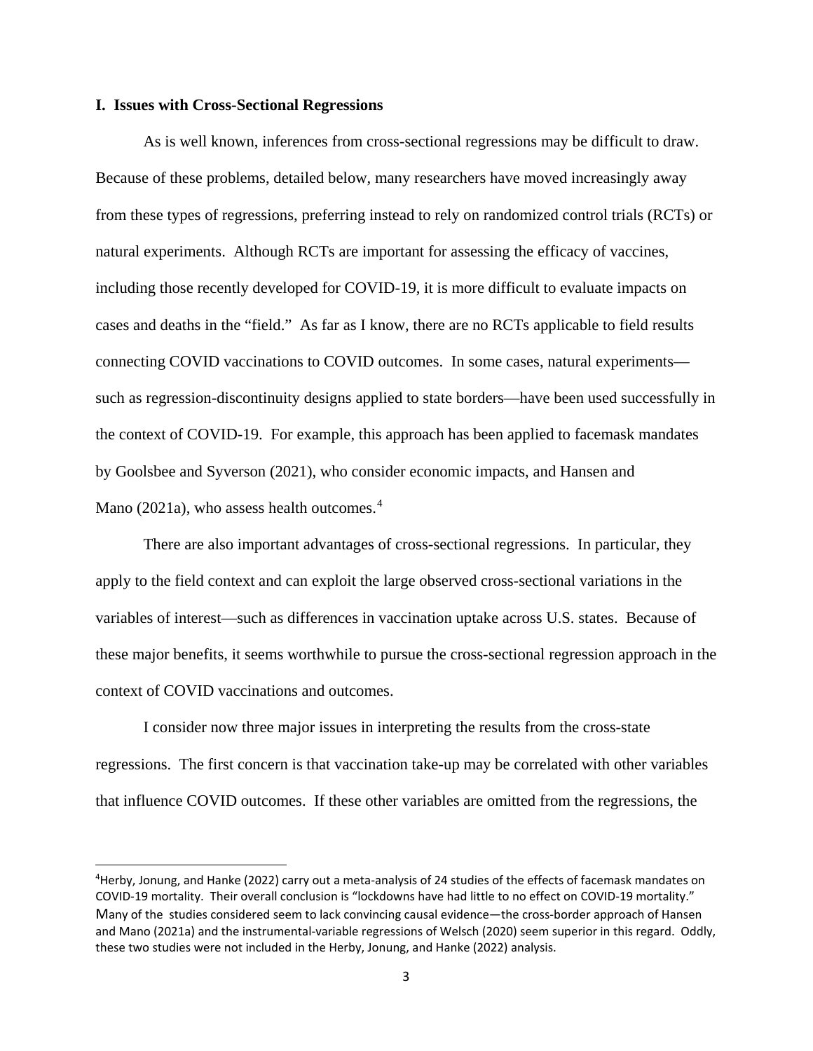## I. Issues with Cross-Sectional Regressions

As is well known, inferences from cross-sectional regressions may be difficult to draw. Because of these problems, detailed below, many researchers have moved increasingly away from these types of regressions, preferring instead to rely on randomized control trials (RCTs) or natural experiments. Although RCTs are important for assessing the efficacy of vaccines, including those recently developed for COVID-19, it is more difficult to evaluate impacts on cases and deaths in the "field." As far as I know, there are no RCTs applicable to field results connecting COVID vaccinations to COVID outcomes. In some cases, natural experiments—such as regression-discontinuity designs applied to state borders—have been used successfully in the context of COVID-19. For example, this approach has been applied to facemask mandates by Goolsbee and Syverson (2021), who consider economic impacts, and Hansen and Mano (2021a), who assess health outcomes.[4]

There are also important advantages of cross-sectional regressions. In particular, they apply to the field context and can exploit the large observed cross-sectional variations in the variables of interest—such as differences in vaccination uptake across U.S. states. Because of these major benefits, it seems worthwhile to pursue the cross-sectional regression approach in the context of COVID vaccinations and outcomes.

I consider now three major issues in interpreting the results from the cross-state regressions. The first concern is that vaccination take-up may be correlated with other variables that influence COVID outcomes. If these other variables are omitted from the regressions, the

---

[4] Herby, Jonung, and Hanke (2022) carry out a meta-analysis of 24 studies of the effects of facemask mandates on COVID-19 mortality. Their overall conclusion is "lockdowns have had little to no effect on COVID-19 mortality." Many of the studies considered seem to lack convincing causal evidence—the cross-border approach of Hansen and Mano (2021a) and the instrumental-variable regressions of Welsch (2020) seem superior in this regard. Oddly, these two studies were not included in the Herby, Jonung, and Hanke (2022) analysis.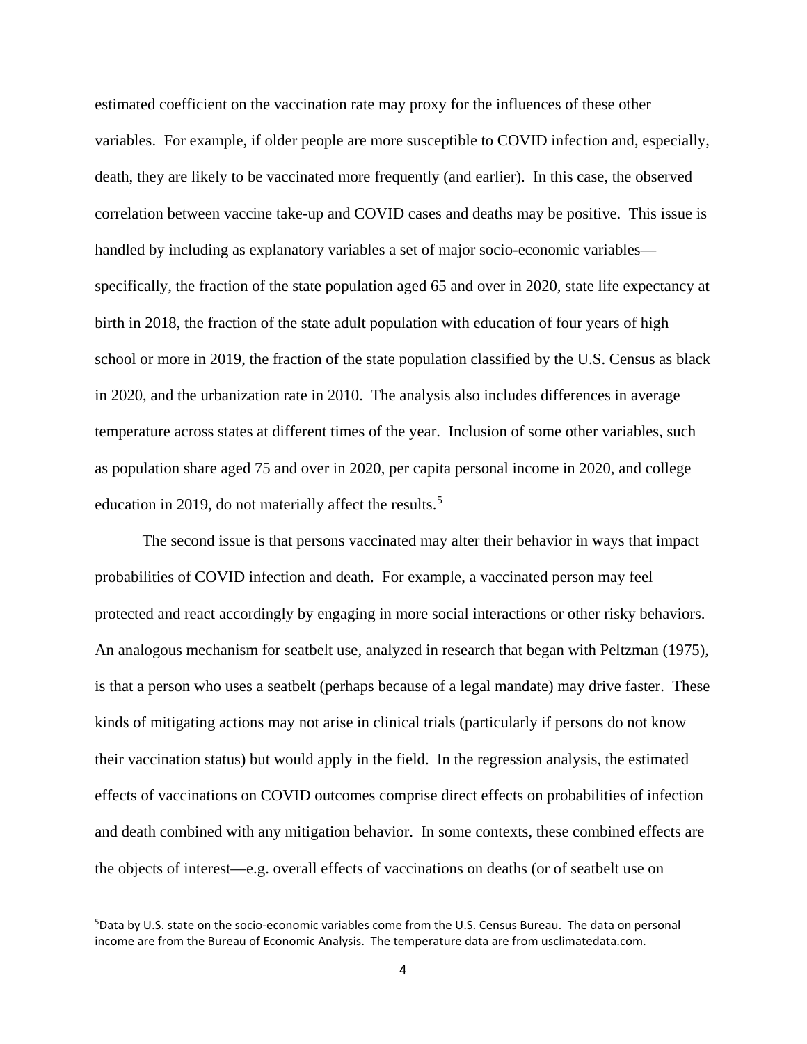estimated coefficient on the vaccination rate may proxy for the influences of these other variables. For example, if older people are more susceptible to COVID infection and, especially, death, they are likely to be vaccinated more frequently (and earlier). In this case, the observed correlation between vaccine take-up and COVID cases and deaths may be positive. This issue is handled by including as explanatory variables a set of major socio-economic variables—specifically, the fraction of the state population aged 65 and over in 2020, state life expectancy at birth in 2018, the fraction of the state adult population with education of four years of high school or more in 2019, the fraction of the state population classified by the U.S. Census as black in 2020, and the urbanization rate in 2010. The analysis also includes differences in average temperature across states at different times of the year. Inclusion of some other variables, such as population share aged 75 and over in 2020, per capita personal income in 2020, and college education in 2019, do not materially affect the results.[5]

The second issue is that persons vaccinated may alter their behavior in ways that impact probabilities of COVID infection and death. For example, a vaccinated person may feel protected and react accordingly by engaging in more social interactions or other risky behaviors. An analogous mechanism for seatbelt use, analyzed in research that began with Peltzman (1975), is that a person who uses a seatbelt (perhaps because of a legal mandate) may drive faster. These kinds of mitigating actions may not arise in clinical trials (particularly if persons do not know their vaccination status) but would apply in the field. In the regression analysis, the estimated effects of vaccinations on COVID outcomes comprise direct effects on probabilities of infection and death combined with any mitigation behavior. In some contexts, these combined effects are the objects of interest—e.g. overall effects of vaccinations on deaths (or of seatbelt use on

[5]Data by U.S. state on the socio-economic variables come from the U.S. Census Bureau. The data on personal income are from the Bureau of Economic Analysis. The temperature data are from usclimatedata.com.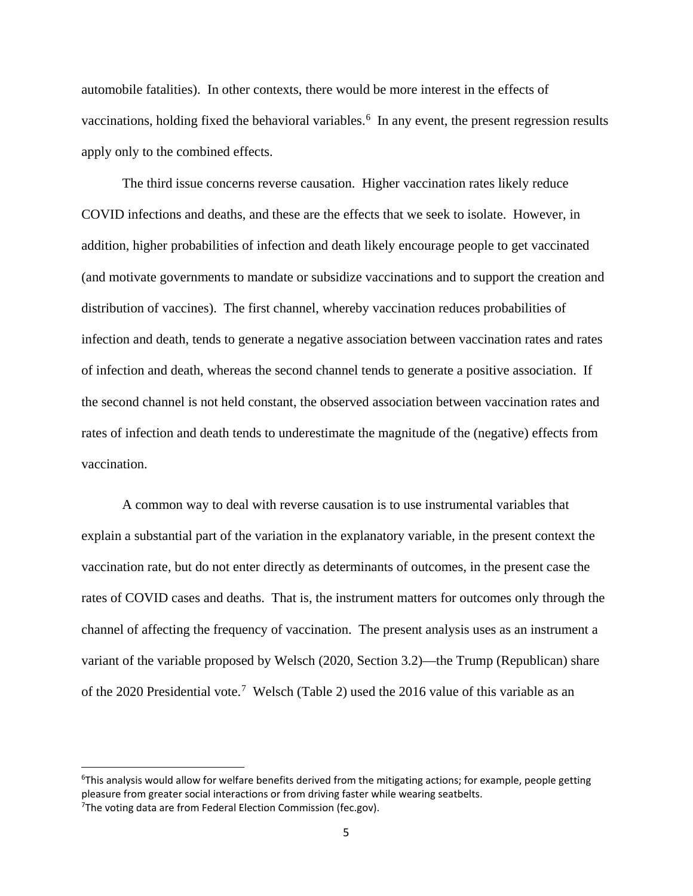automobile fatalities). In other contexts, there would be more interest in the effects of vaccinations, holding fixed the behavioral variables.[6] In any event, the present regression results apply only to the combined effects.

The third issue concerns reverse causation. Higher vaccination rates likely reduce COVID infections and deaths, and these are the effects that we seek to isolate. However, in addition, higher probabilities of infection and death likely encourage people to get vaccinated (and motivate governments to mandate or subsidize vaccinations and to support the creation and distribution of vaccines). The first channel, whereby vaccination reduces probabilities of infection and death, tends to generate a negative association between vaccination rates and rates of infection and death, whereas the second channel tends to generate a positive association. If the second channel is not held constant, the observed association between vaccination rates and rates of infection and death tends to underestimate the magnitude of the (negative) effects from vaccination.

A common way to deal with reverse causation is to use instrumental variables that explain a substantial part of the variation in the explanatory variable, in the present context the vaccination rate, but do not enter directly as determinants of outcomes, in the present case the rates of COVID cases and deaths. That is, the instrument matters for outcomes only through the channel of affecting the frequency of vaccination. The present analysis uses as an instrument a variant of the variable proposed by Welsch (2020, Section 3.2)—the Trump (Republican) share of the 2020 Presidential vote.[7] Welsch (Table 2) used the 2016 value of this variable as an

[6]This analysis would allow for welfare benefits derived from the mitigating actions; for example, people getting pleasure from greater social interactions or from driving faster while wearing seatbelts.

[7]The voting data are from Federal Election Commission (fec.gov).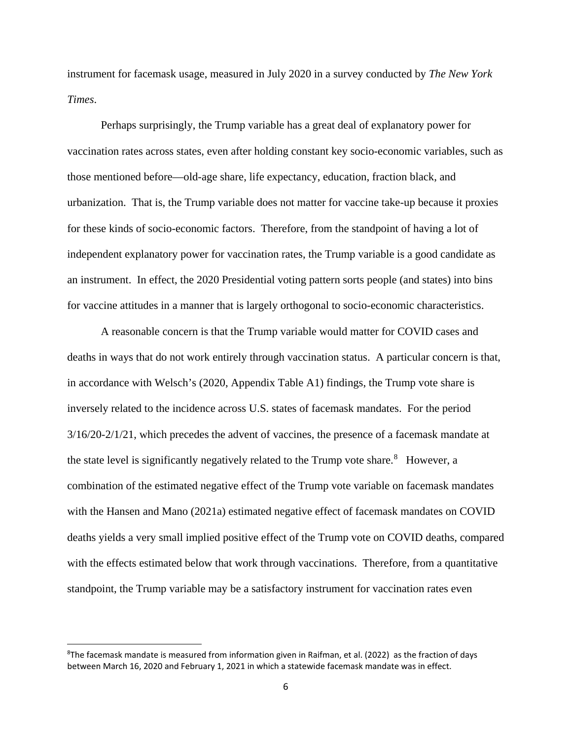instrument for facemask usage, measured in July 2020 in a survey conducted by *The New York Times*.

Perhaps surprisingly, the Trump variable has a great deal of explanatory power for vaccination rates across states, even after holding constant key socio-economic variables, such as those mentioned before—old-age share, life expectancy, education, fraction black, and urbanization. That is, the Trump variable does not matter for vaccine take-up because it proxies for these kinds of socio-economic factors. Therefore, from the standpoint of having a lot of independent explanatory power for vaccination rates, the Trump variable is a good candidate as an instrument. In effect, the 2020 Presidential voting pattern sorts people (and states) into bins for vaccine attitudes in a manner that is largely orthogonal to socio-economic characteristics.

A reasonable concern is that the Trump variable would matter for COVID cases and deaths in ways that do not work entirely through vaccination status. A particular concern is that, in accordance with Welsch's (2020, Appendix Table A1) findings, the Trump vote share is inversely related to the incidence across U.S. states of facemask mandates. For the period 3/16/20-2/1/21, which precedes the advent of vaccines, the presence of a facemask mandate at the state level is significantly negatively related to the Trump vote share.[8] However, a combination of the estimated negative effect of the Trump vote variable on facemask mandates with the Hansen and Mano (2021a) estimated negative effect of facemask mandates on COVID deaths yields a very small implied positive effect of the Trump vote on COVID deaths, compared with the effects estimated below that work through vaccinations. Therefore, from a quantitative standpoint, the Trump variable may be a satisfactory instrument for vaccination rates even

[8]The facemask mandate is measured from information given in Raifman, et al. (2022) as the fraction of days between March 16, 2020 and February 1, 2021 in which a statewide facemask mandate was in effect.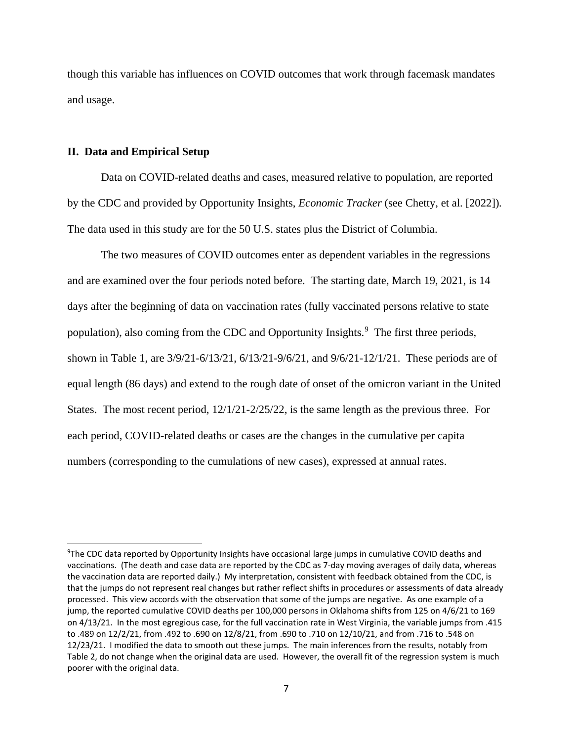though this variable has influences on COVID outcomes that work through facemask mandates and usage.

## II. Data and Empirical Setup

Data on COVID-related deaths and cases, measured relative to population, are reported by the CDC and provided by Opportunity Insights, *Economic Tracker* (see Chetty, et al. [2022]). The data used in this study are for the 50 U.S. states plus the District of Columbia.

The two measures of COVID outcomes enter as dependent variables in the regressions and are examined over the four periods noted before. The starting date, March 19, 2021, is 14 days after the beginning of data on vaccination rates (fully vaccinated persons relative to state population), also coming from the CDC and Opportunity Insights.[9] The first three periods, shown in Table 1, are 3/9/21-6/13/21, 6/13/21-9/6/21, and 9/6/21-12/1/21. These periods are of equal length (86 days) and extend to the rough date of onset of the omicron variant in the United States. The most recent period, 12/1/21-2/25/22, is the same length as the previous three. For each period, COVID-related deaths or cases are the changes in the cumulative per capita numbers (corresponding to the cumulations of new cases), expressed at annual rates.

---

[9]The CDC data reported by Opportunity Insights have occasional large jumps in cumulative COVID deaths and vaccinations. (The death and case data are reported by the CDC as 7-day moving averages of daily data, whereas the vaccination data are reported daily.) My interpretation, consistent with feedback obtained from the CDC, is that the jumps do not represent real changes but rather reflect shifts in procedures or assessments of data already processed. This view accords with the observation that some of the jumps are negative. As one example of a jump, the reported cumulative COVID deaths per 100,000 persons in Oklahoma shifts from 125 on 4/6/21 to 169 on 4/13/21. In the most egregious case, for the full vaccination rate in West Virginia, the variable jumps from .415 to .489 on 12/2/21, from .492 to .690 on 12/8/21, from .690 to .710 on 12/10/21, and from .716 to .548 on 12/23/21. I modified the data to smooth out these jumps. The main inferences from the results, notably from Table 2, do not change when the original data are used. However, the overall fit of the regression system is much poorer with the original data.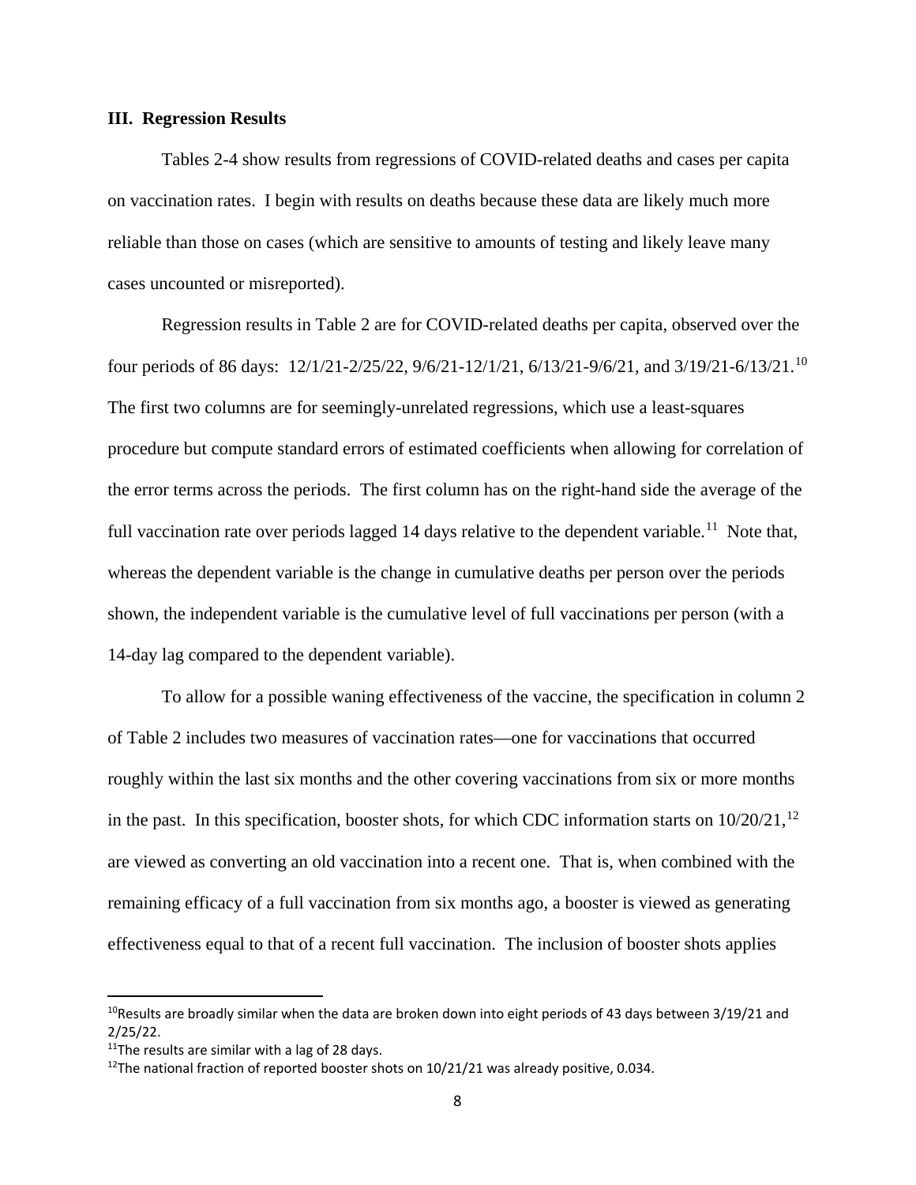### III. Regression Results

Tables 2-4 show results from regressions of COVID-related deaths and cases per capita on vaccination rates. I begin with results on deaths because these data are likely much more reliable than those on cases (which are sensitive to amounts of testing and likely leave many cases uncounted or misreported).

Regression results in Table 2 are for COVID-related deaths per capita, observed over the four periods of 86 days: 12/1/21-2/25/22, 9/6/21-12/1/21, 6/13/21-9/6/21, and 3/19/21-6/13/21.[10] The first two columns are for seemingly-unrelated regressions, which use a least-squares procedure but compute standard errors of estimated coefficients when allowing for correlation of the error terms across the periods. The first column has on the right-hand side the average of the full vaccination rate over periods lagged 14 days relative to the dependent variable.[11] Note that, whereas the dependent variable is the change in cumulative deaths per person over the periods shown, the independent variable is the cumulative level of full vaccinations per person (with a 14-day lag compared to the dependent variable).

To allow for a possible waning effectiveness of the vaccine, the specification in column 2 of Table 2 includes two measures of vaccination rates—one for vaccinations that occurred roughly within the last six months and the other covering vaccinations from six or more months in the past. In this specification, booster shots, for which CDC information starts on 10/20/21,[12] are viewed as converting an old vaccination into a recent one. That is, when combined with the remaining efficacy of a full vaccination from six months ago, a booster is viewed as generating effectiveness equal to that of a recent full vaccination. The inclusion of booster shots applies

---

[10] Results are broadly similar when the data are broken down into eight periods of 43 days between 3/19/21 and 2/25/22.

[11] The results are similar with a lag of 28 days.

[12] The national fraction of reported booster shots on 10/21/21 was already positive, 0.034.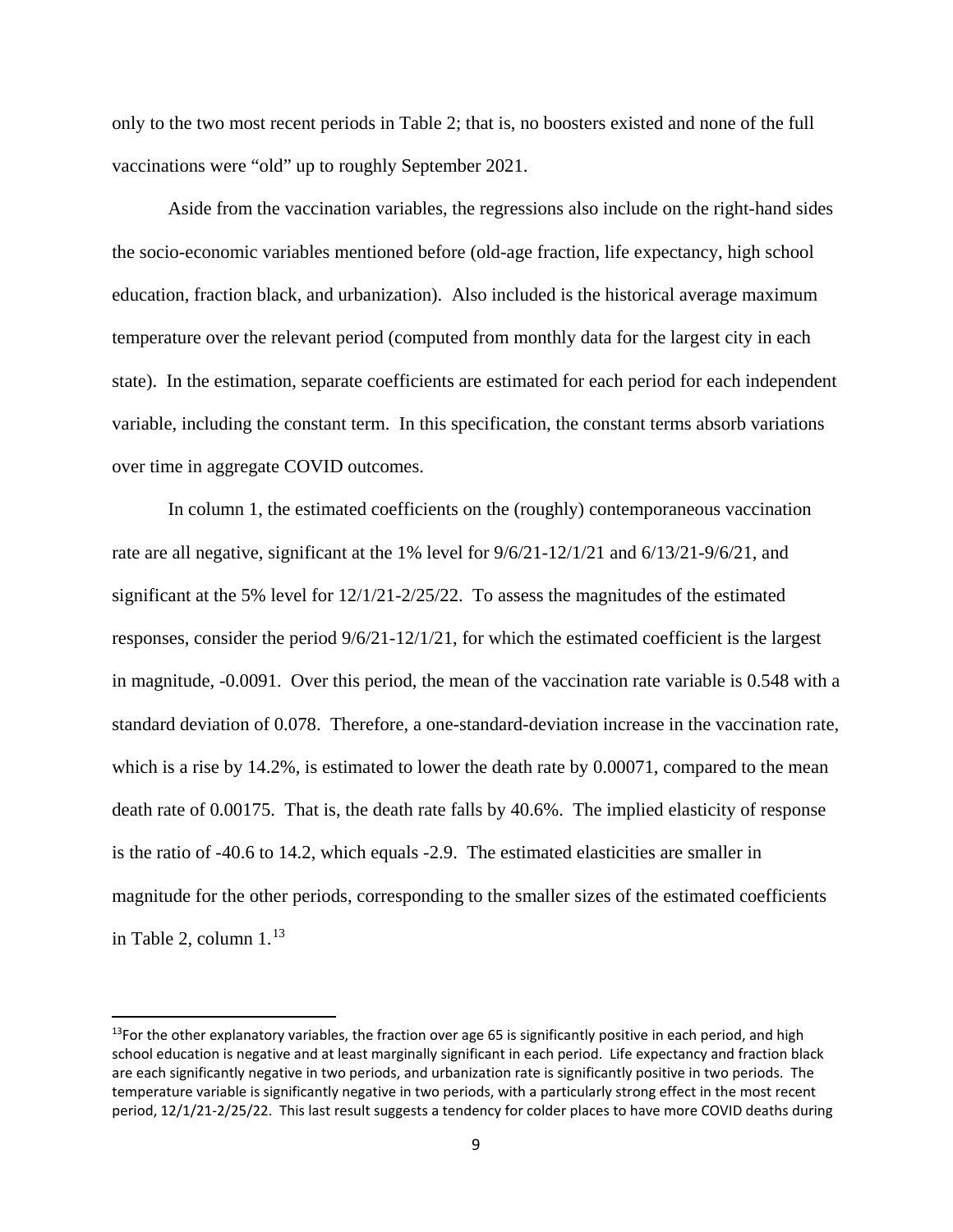only to the two most recent periods in Table 2; that is, no boosters existed and none of the full vaccinations were "old" up to roughly September 2021.

Aside from the vaccination variables, the regressions also include on the right-hand sides the socio-economic variables mentioned before (old-age fraction, life expectancy, high school education, fraction black, and urbanization). Also included is the historical average maximum temperature over the relevant period (computed from monthly data for the largest city in each state). In the estimation, separate coefficients are estimated for each period for each independent variable, including the constant term. In this specification, the constant terms absorb variations over time in aggregate COVID outcomes.

In column 1, the estimated coefficients on the (roughly) contemporaneous vaccination rate are all negative, significant at the 1% level for 9/6/21-12/1/21 and 6/13/21-9/6/21, and significant at the 5% level for 12/1/21-2/25/22. To assess the magnitudes of the estimated responses, consider the period 9/6/21-12/1/21, for which the estimated coefficient is the largest in magnitude, -0.0091. Over this period, the mean of the vaccination rate variable is 0.548 with a standard deviation of 0.078. Therefore, a one-standard-deviation increase in the vaccination rate, which is a rise by 14.2%, is estimated to lower the death rate by 0.00071, compared to the mean death rate of 0.00175. That is, the death rate falls by 40.6%. The implied elasticity of response is the ratio of -40.6 to 14.2, which equals -2.9. The estimated elasticities are smaller in magnitude for the other periods, corresponding to the smaller sizes of the estimated coefficients in Table 2, column 1.[13]

[13]For the other explanatory variables, the fraction over age 65 is significantly positive in each period, and high school education is negative and at least marginally significant in each period. Life expectancy and fraction black are each significantly negative in two periods, and urbanization rate is significantly positive in two periods. The temperature variable is significantly negative in two periods, with a particularly strong effect in the most recent period, 12/1/21-2/25/22. This last result suggests a tendency for colder places to have more COVID deaths during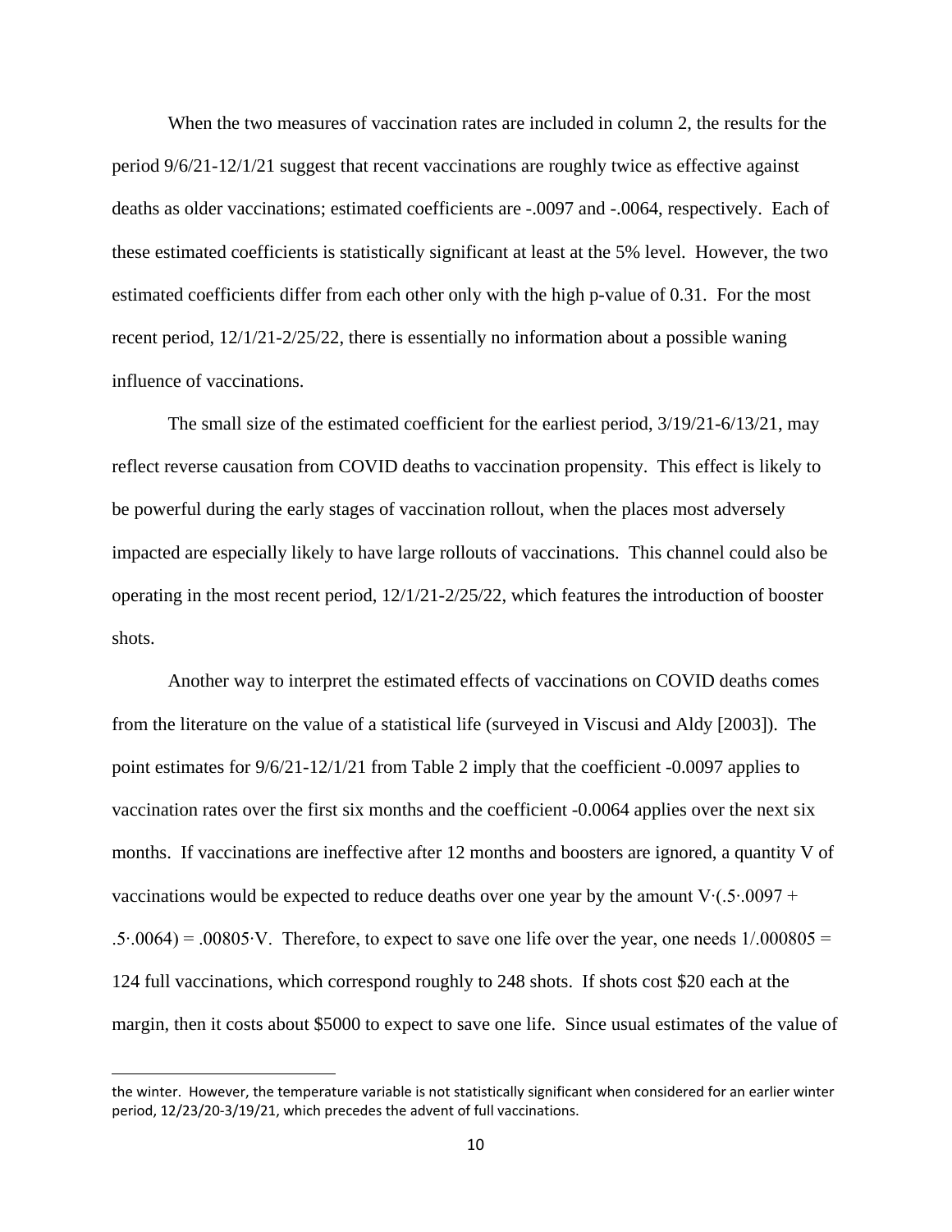When the two measures of vaccination rates are included in column 2, the results for the period 9/6/21-12/1/21 suggest that recent vaccinations are roughly twice as effective against deaths as older vaccinations; estimated coefficients are -.0097 and -.0064, respectively. Each of these estimated coefficients is statistically significant at least at the 5% level. However, the two estimated coefficients differ from each other only with the high p-value of 0.31. For the most recent period, 12/1/21-2/25/22, there is essentially no information about a possible waning influence of vaccinations.

The small size of the estimated coefficient for the earliest period, 3/19/21-6/13/21, may reflect reverse causation from COVID deaths to vaccination propensity. This effect is likely to be powerful during the early stages of vaccination rollout, when the places most adversely impacted are especially likely to have large rollouts of vaccinations. This channel could also be operating in the most recent period, 12/1/21-2/25/22, which features the introduction of booster shots.

Another way to interpret the estimated effects of vaccinations on COVID deaths comes from the literature on the value of a statistical life (surveyed in Viscusi and Aldy [2003]). The point estimates for 9/6/21-12/1/21 from Table 2 imply that the coefficient -0.0097 applies to vaccination rates over the first six months and the coefficient -0.0064 applies over the next six months. If vaccinations are ineffective after 12 months and boosters are ignored, a quantity V of vaccinations would be expected to reduce deaths over one year by the amount $V \cdot (.5 \cdot .0097 + .5 \cdot .0064) = .00805 \cdot V$. Therefore, to expect to save one life over the year, one needs $1/.000805 = 124$ full vaccinations, which correspond roughly to 248 shots. If shots cost \$20 each at the margin, then it costs about \$5000 to expect to save one life. Since usual estimates of the value of

---

the winter. However, the temperature variable is not statistically significant when considered for an earlier winter period, 12/23/20-3/19/21, which precedes the advent of full vaccinations.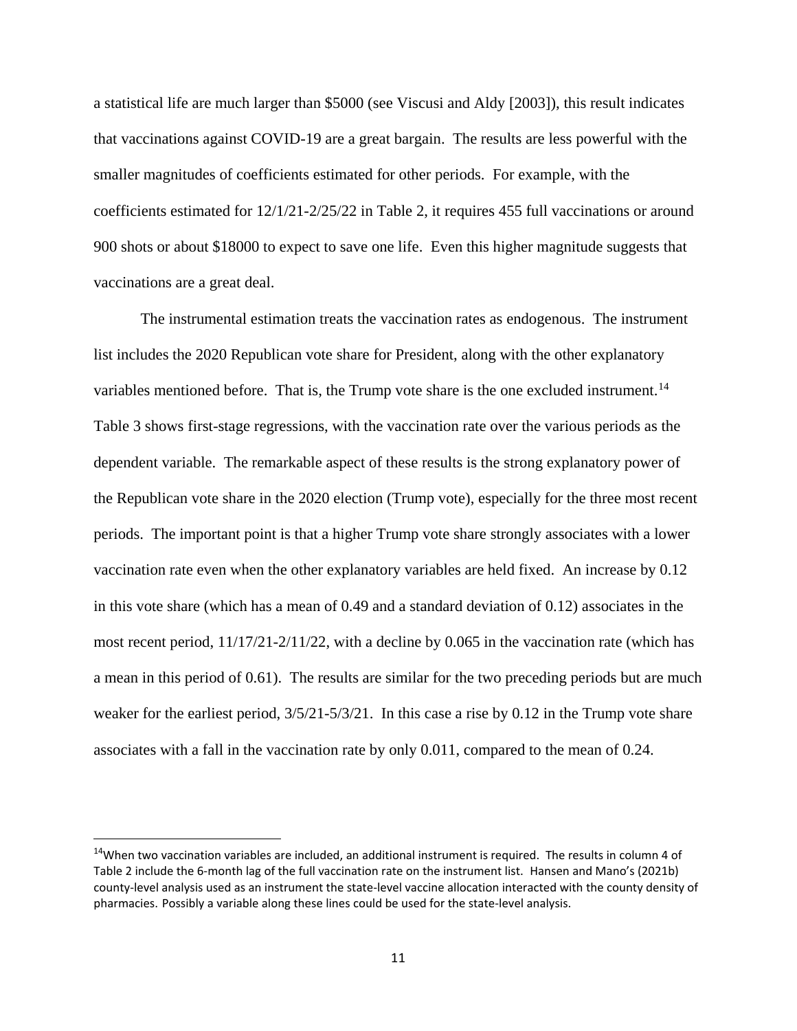a statistical life are much larger than $5000 (see Viscusi and Aldy [2003]), this result indicates that vaccinations against COVID-19 are a great bargain. The results are less powerful with the smaller magnitudes of coefficients estimated for other periods. For example, with the coefficients estimated for 12/1/21-2/25/22 in Table 2, it requires 455 full vaccinations or around 900 shots or about $18000 to expect to save one life. Even this higher magnitude suggests that vaccinations are a great deal.

The instrumental estimation treats the vaccination rates as endogenous. The instrument list includes the 2020 Republican vote share for President, along with the other explanatory variables mentioned before. That is, the Trump vote share is the one excluded instrument.[14] Table 3 shows first-stage regressions, with the vaccination rate over the various periods as the dependent variable. The remarkable aspect of these results is the strong explanatory power of the Republican vote share in the 2020 election (Trump vote), especially for the three most recent periods. The important point is that a higher Trump vote share strongly associates with a lower vaccination rate even when the other explanatory variables are held fixed. An increase by 0.12 in this vote share (which has a mean of 0.49 and a standard deviation of 0.12) associates in the most recent period, 11/17/21-2/11/22, with a decline by 0.065 in the vaccination rate (which has a mean in this period of 0.61). The results are similar for the two preceding periods but are much weaker for the earliest period, 3/5/21-5/3/21. In this case a rise by 0.12 in the Trump vote share associates with a fall in the vaccination rate by only 0.011, compared to the mean of 0.24.

---

[14]When two vaccination variables are included, an additional instrument is required. The results in column 4 of Table 2 include the 6-month lag of the full vaccination rate on the instrument list. Hansen and Mano's (2021b) county-level analysis used as an instrument the state-level vaccine allocation interacted with the county density of pharmacies. Possibly a variable along these lines could be used for the state-level analysis.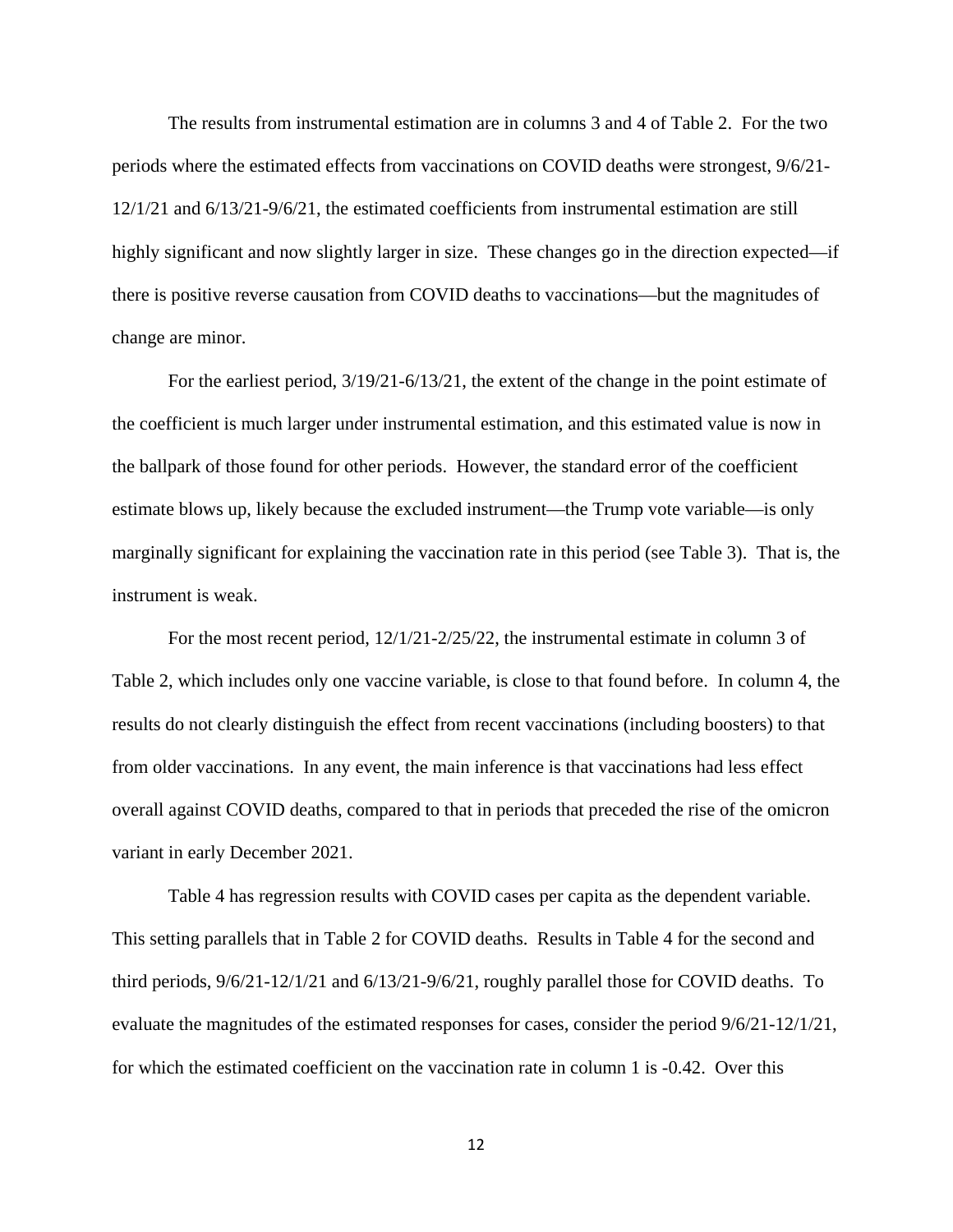The results from instrumental estimation are in columns 3 and 4 of Table 2. For the two periods where the estimated effects from vaccinations on COVID deaths were strongest, 9/6/21-12/1/21 and 6/13/21-9/6/21, the estimated coefficients from instrumental estimation are still highly significant and now slightly larger in size. These changes go in the direction expected—if there is positive reverse causation from COVID deaths to vaccinations—but the magnitudes of change are minor.

For the earliest period, 3/19/21-6/13/21, the extent of the change in the point estimate of the coefficient is much larger under instrumental estimation, and this estimated value is now in the ballpark of those found for other periods. However, the standard error of the coefficient estimate blows up, likely because the excluded instrument—the Trump vote variable—is only marginally significant for explaining the vaccination rate in this period (see Table 3). That is, the instrument is weak.

For the most recent period, 12/1/21-2/25/22, the instrumental estimate in column 3 of Table 2, which includes only one vaccine variable, is close to that found before. In column 4, the results do not clearly distinguish the effect from recent vaccinations (including boosters) to that from older vaccinations. In any event, the main inference is that vaccinations had less effect overall against COVID deaths, compared to that in periods that preceded the rise of the omicron variant in early December 2021.

Table 4 has regression results with COVID cases per capita as the dependent variable. This setting parallels that in Table 2 for COVID deaths. Results in Table 4 for the second and third periods, 9/6/21-12/1/21 and 6/13/21-9/6/21, roughly parallel those for COVID deaths. To evaluate the magnitudes of the estimated responses for cases, consider the period 9/6/21-12/1/21, for which the estimated coefficient on the vaccination rate in column 1 is -0.42. Over this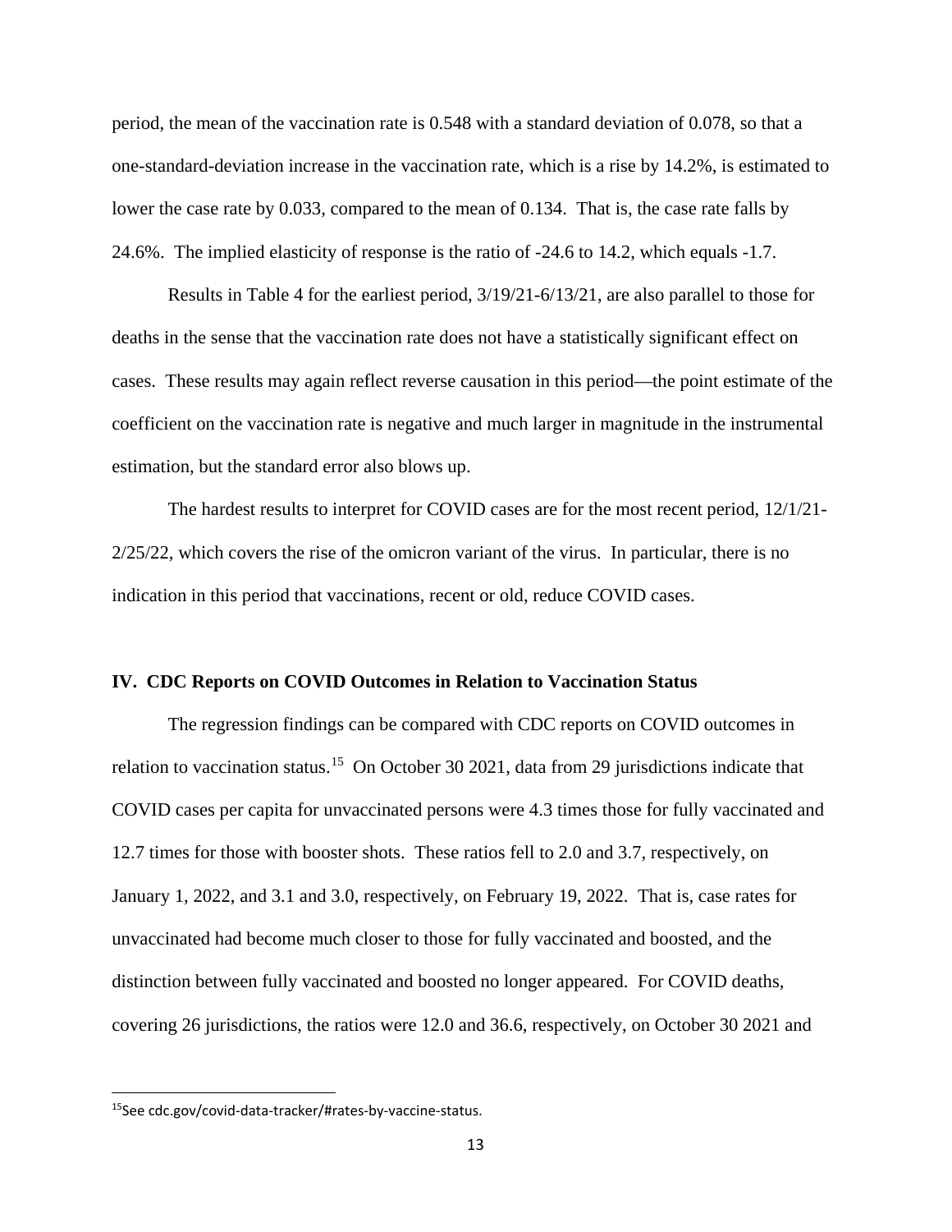period, the mean of the vaccination rate is 0.548 with a standard deviation of 0.078, so that a one-standard-deviation increase in the vaccination rate, which is a rise by 14.2%, is estimated to lower the case rate by 0.033, compared to the mean of 0.134. That is, the case rate falls by 24.6%. The implied elasticity of response is the ratio of -24.6 to 14.2, which equals -1.7.

Results in Table 4 for the earliest period, 3/19/21-6/13/21, are also parallel to those for deaths in the sense that the vaccination rate does not have a statistically significant effect on cases. These results may again reflect reverse causation in this period—the point estimate of the coefficient on the vaccination rate is negative and much larger in magnitude in the instrumental estimation, but the standard error also blows up.

The hardest results to interpret for COVID cases are for the most recent period, 12/1/21-2/25/22, which covers the rise of the omicron variant of the virus. In particular, there is no indication in this period that vaccinations, recent or old, reduce COVID cases.

### IV. CDC Reports on COVID Outcomes in Relation to Vaccination Status

The regression findings can be compared with CDC reports on COVID outcomes in relation to vaccination status.[15] On October 30 2021, data from 29 jurisdictions indicate that COVID cases per capita for unvaccinated persons were 4.3 times those for fully vaccinated and 12.7 times for those with booster shots. These ratios fell to 2.0 and 3.7, respectively, on January 1, 2022, and 3.1 and 3.0, respectively, on February 19, 2022. That is, case rates for unvaccinated had become much closer to those for fully vaccinated and boosted, and the distinction between fully vaccinated and boosted no longer appeared. For COVID deaths, covering 26 jurisdictions, the ratios were 12.0 and 36.6, respectively, on October 30 2021 and

[15]See cdc.gov/covid-data-tracker/#rates-by-vaccine-status.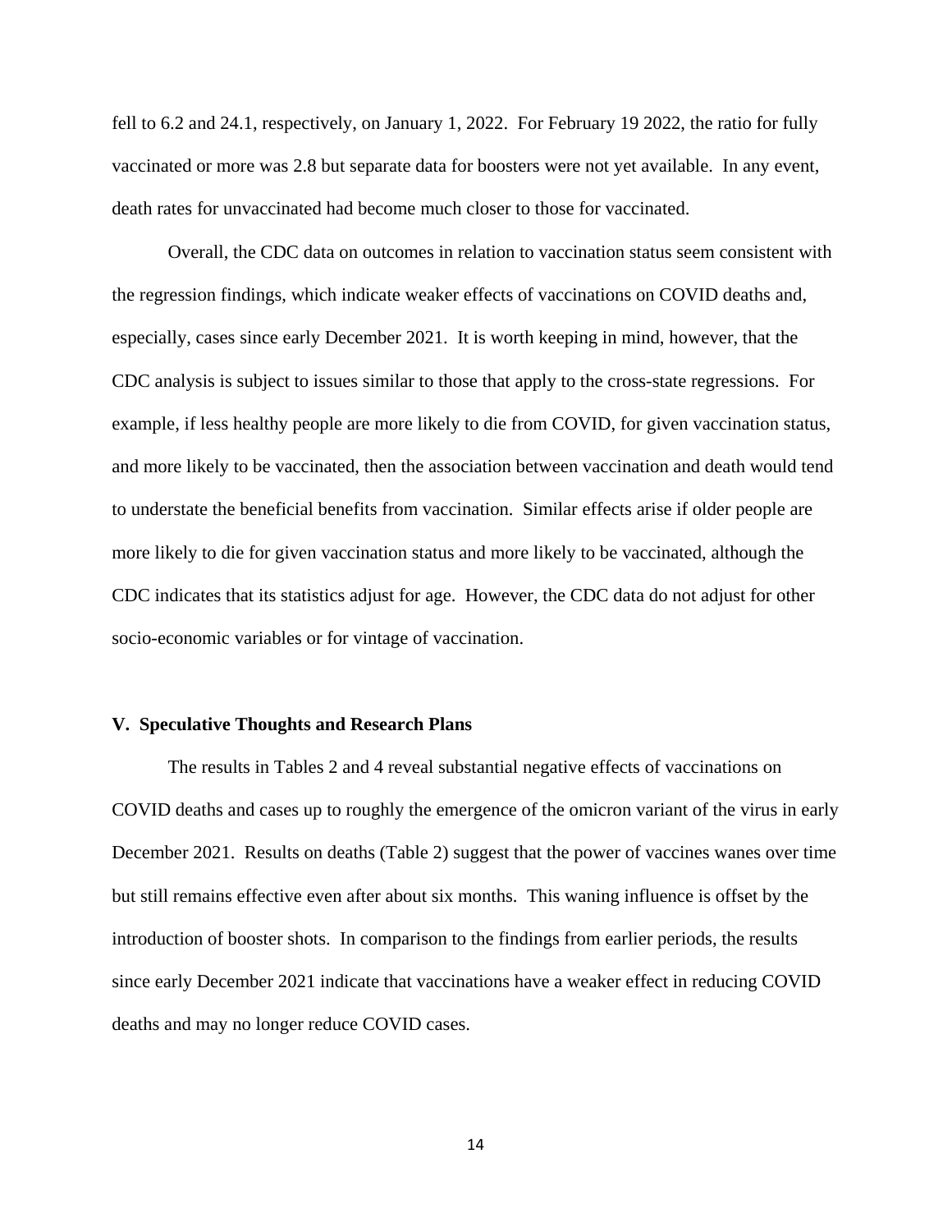fell to 6.2 and 24.1, respectively, on January 1, 2022. For February 19 2022, the ratio for fully vaccinated or more was 2.8 but separate data for boosters were not yet available. In any event, death rates for unvaccinated had become much closer to those for vaccinated.

Overall, the CDC data on outcomes in relation to vaccination status seem consistent with the regression findings, which indicate weaker effects of vaccinations on COVID deaths and, especially, cases since early December 2021. It is worth keeping in mind, however, that the CDC analysis is subject to issues similar to those that apply to the cross-state regressions. For example, if less healthy people are more likely to die from COVID, for given vaccination status, and more likely to be vaccinated, then the association between vaccination and death would tend to understate the beneficial benefits from vaccination. Similar effects arise if older people are more likely to die for given vaccination status and more likely to be vaccinated, although the CDC indicates that its statistics adjust for age. However, the CDC data do not adjust for other socio-economic variables or for vintage of vaccination.

## V. Speculative Thoughts and Research Plans

The results in Tables 2 and 4 reveal substantial negative effects of vaccinations on COVID deaths and cases up to roughly the emergence of the omicron variant of the virus in early December 2021. Results on deaths (Table 2) suggest that the power of vaccines wanes over time but still remains effective even after about six months. This waning influence is offset by the introduction of booster shots. In comparison to the findings from earlier periods, the results since early December 2021 indicate that vaccinations have a weaker effect in reducing COVID deaths and may no longer reduce COVID cases.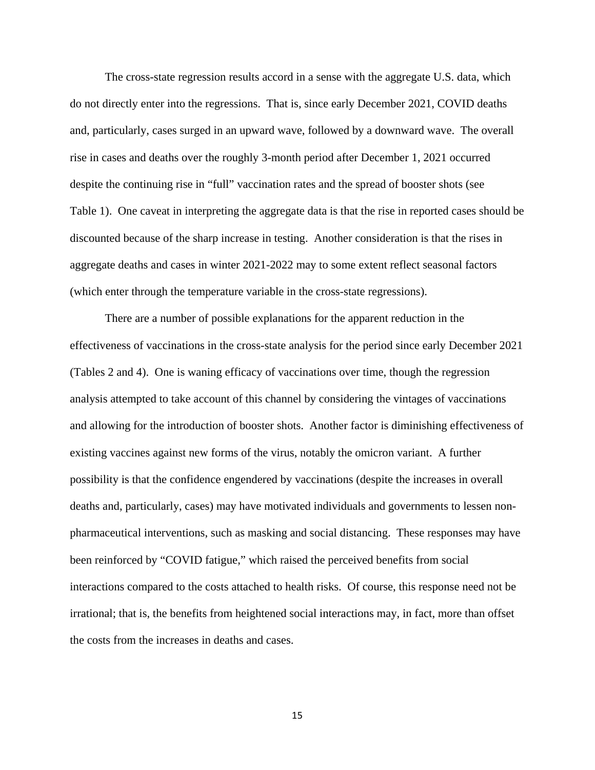The cross-state regression results accord in a sense with the aggregate U.S. data, which do not directly enter into the regressions. That is, since early December 2021, COVID deaths and, particularly, cases surged in an upward wave, followed by a downward wave. The overall rise in cases and deaths over the roughly 3-month period after December 1, 2021 occurred despite the continuing rise in "full" vaccination rates and the spread of booster shots (see Table 1). One caveat in interpreting the aggregate data is that the rise in reported cases should be discounted because of the sharp increase in testing. Another consideration is that the rises in aggregate deaths and cases in winter 2021-2022 may to some extent reflect seasonal factors (which enter through the temperature variable in the cross-state regressions).

There are a number of possible explanations for the apparent reduction in the effectiveness of vaccinations in the cross-state analysis for the period since early December 2021 (Tables 2 and 4). One is waning efficacy of vaccinations over time, though the regression analysis attempted to take account of this channel by considering the vintages of vaccinations and allowing for the introduction of booster shots. Another factor is diminishing effectiveness of existing vaccines against new forms of the virus, notably the omicron variant. A further possibility is that the confidence engendered by vaccinations (despite the increases in overall deaths and, particularly, cases) may have motivated individuals and governments to lessen non-pharmaceutical interventions, such as masking and social distancing. These responses may have been reinforced by "COVID fatigue," which raised the perceived benefits from social interactions compared to the costs attached to health risks. Of course, this response need not be irrational; that is, the benefits from heightened social interactions may, in fact, more than offset the costs from the increases in deaths and cases.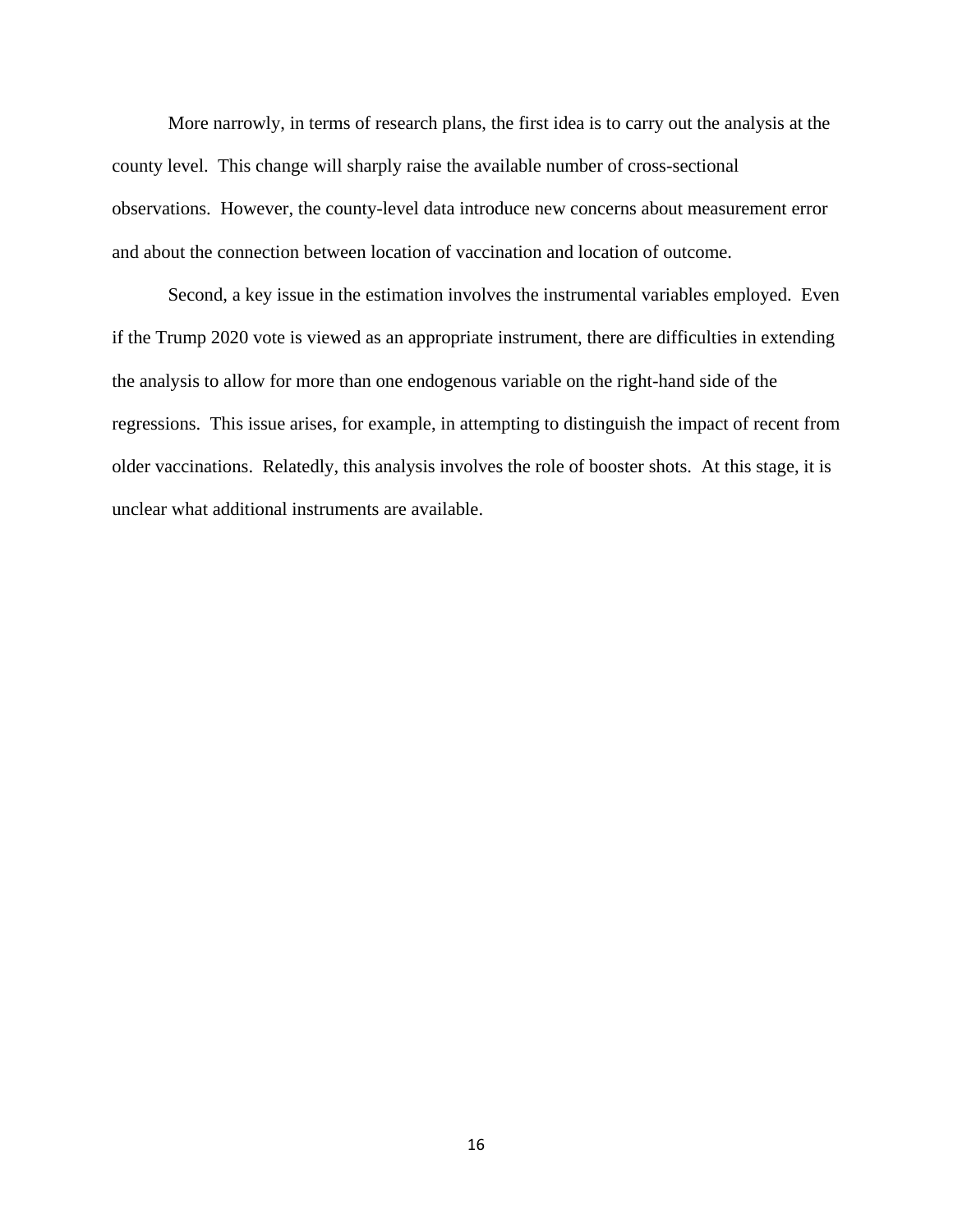More narrowly, in terms of research plans, the first idea is to carry out the analysis at the county level. This change will sharply raise the available number of cross-sectional observations. However, the county-level data introduce new concerns about measurement error and about the connection between location of vaccination and location of outcome.

Second, a key issue in the estimation involves the instrumental variables employed. Even if the Trump 2020 vote is viewed as an appropriate instrument, there are difficulties in extending the analysis to allow for more than one endogenous variable on the right-hand side of the regressions. This issue arises, for example, in attempting to distinguish the impact of recent from older vaccinations. Relatedly, this analysis involves the role of booster shots. At this stage, it is unclear what additional instruments are available.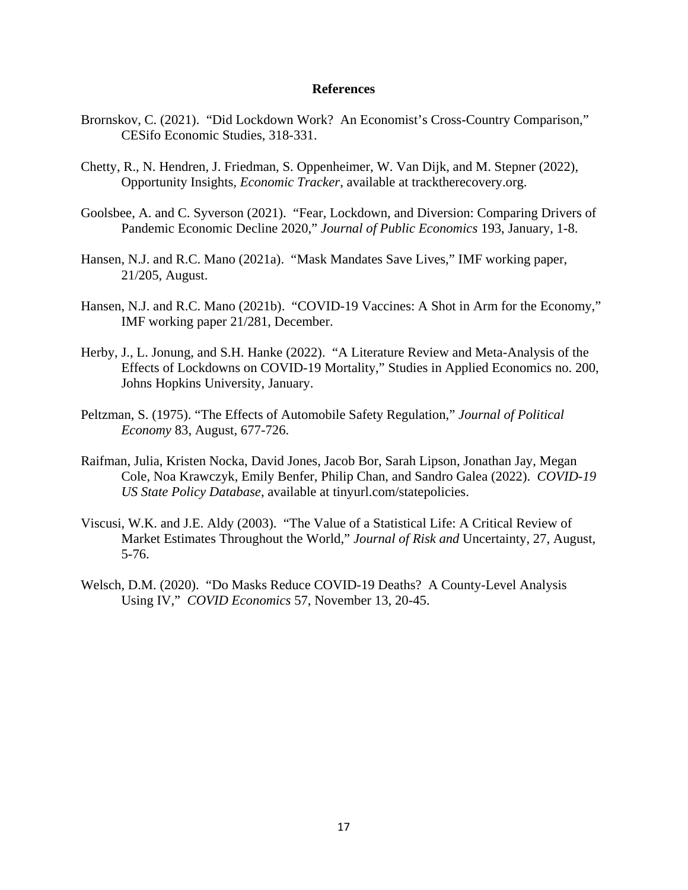## References

Brornskov, C. (2021). "Did Lockdown Work? An Economist's Cross-Country Comparison," CESifo Economic Studies, 318-331.

Chetty, R., N. Hendren, J. Friedman, S. Oppenheimer, W. Van Dijk, and M. Stepner (2022), Opportunity Insights, *Economic Tracker*, available at tracktherecovery.org.

Goolsbee, A. and C. Syverson (2021). "Fear, Lockdown, and Diversion: Comparing Drivers of Pandemic Economic Decline 2020," *Journal of Public Economics* 193, January, 1-8.

Hansen, N.J. and R.C. Mano (2021a). "Mask Mandates Save Lives," IMF working paper, 21/205, August.

Hansen, N.J. and R.C. Mano (2021b). "COVID-19 Vaccines: A Shot in Arm for the Economy," IMF working paper 21/281, December.

Herby, J., L. Jonung, and S.H. Hanke (2022). "A Literature Review and Meta-Analysis of the Effects of Lockdowns on COVID-19 Mortality," Studies in Applied Economics no. 200, Johns Hopkins University, January.

Peltzman, S. (1975). "The Effects of Automobile Safety Regulation," *Journal of Political Economy* 83, August, 677-726.

Raifman, Julia, Kristen Nocka, David Jones, Jacob Bor, Sarah Lipson, Jonathan Jay, Megan Cole, Noa Krawczyk, Emily Benfer, Philip Chan, and Sandro Galea (2022). *COVID-19 US State Policy Database*, available at tinyurl.com/statepolicies.

Viscusi, W.K. and J.E. Aldy (2003). "The Value of a Statistical Life: A Critical Review of Market Estimates Throughout the World," *Journal of Risk and* Uncertainty, 27, August, 5-76.

Welsch, D.M. (2020). "Do Masks Reduce COVID-19 Deaths? A County-Level Analysis Using IV," *COVID Economics* 57, November 13, 20-45.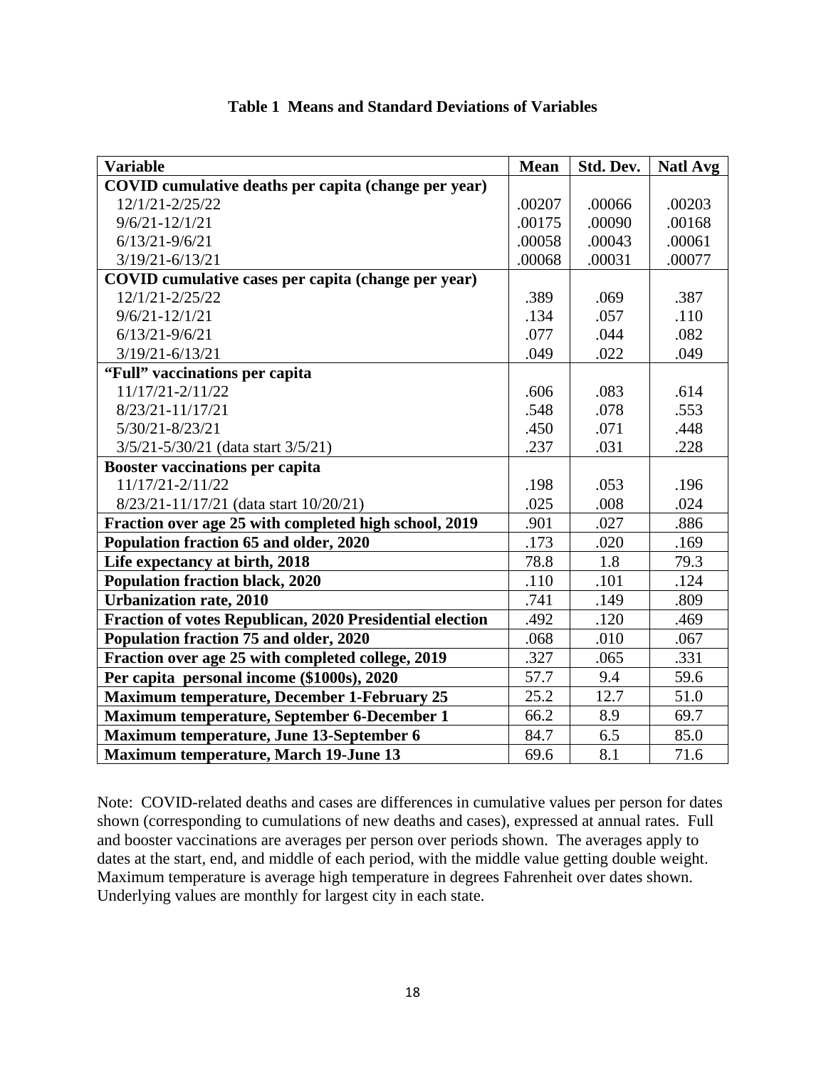**Table 1 Means and Standard Deviations of Variables**

| Variable | Mean | Std. Dev. | Natl Avg |
|---|---|---|---|
| **COVID cumulative deaths per capita (change per year)** | | | |
| 12/1/21-2/25/22 | .00207 | .00066 | .00203 |
| 9/6/21-12/1/21 | .00175 | .00090 | .00168 |
| 6/13/21-9/6/21 | .00058 | .00043 | .00061 |
| 3/19/21-6/13/21 | .00068 | .00031 | .00077 |
| **COVID cumulative cases per capita (change per year)** | | | |
| 12/1/21-2/25/22 | .389 | .069 | .387 |
| 9/6/21-12/1/21 | .134 | .057 | .110 |
| 6/13/21-9/6/21 | .077 | .044 | .082 |
| 3/19/21-6/13/21 | .049 | .022 | .049 |
| **"Full" vaccinations per capita** | | | |
| 11/17/21-2/11/22 | .606 | .083 | .614 |
| 8/23/21-11/17/21 | .548 | .078 | .553 |
| 5/30/21-8/23/21 | .450 | .071 | .448 |
| 3/5/21-5/30/21 (data start 3/5/21) | .237 | .031 | .228 |
| **Booster vaccinations per capita** | | | |
| 11/17/21-2/11/22 | .198 | .053 | .196 |
| 8/23/21-11/17/21 (data start 10/20/21) | .025 | .008 | .024 |
| **Fraction over age 25 with completed high school, 2019** | .901 | .027 | .886 |
| **Population fraction 65 and older, 2020** | .173 | .020 | .169 |
| **Life expectancy at birth, 2018** | 78.8 | 1.8 | 79.3 |
| **Population fraction black, 2020** | .110 | .101 | .124 |
| **Urbanization rate, 2010** | .741 | .149 | .809 |
| **Fraction of votes Republican, 2020 Presidential election** | .492 | .120 | .469 |
| **Population fraction 75 and older, 2020** | .068 | .010 | .067 |
| **Fraction over age 25 with completed college, 2019** | .327 | .065 | .331 |
| **Per capita personal income ($1000s), 2020** | 57.7 | 9.4 | 59.6 |
| **Maximum temperature, December 1-February 25** | 25.2 | 12.7 | 51.0 |
| **Maximum temperature, September 6-December 1** | 66.2 | 8.9 | 69.7 |
| **Maximum temperature, June 13-September 6** | 84.7 | 6.5 | 85.0 |
| **Maximum temperature, March 19-June 13** | 69.6 | 8.1 | 71.6 |

Note: COVID-related deaths and cases are differences in cumulative values per person for dates shown (corresponding to cumulations of new deaths and cases), expressed at annual rates. Full and booster vaccinations are averages per person over periods shown. The averages apply to dates at the start, end, and middle of each period, with the middle value getting double weight. Maximum temperature is average high temperature in degrees Fahrenheit over dates shown. Underlying values are monthly for largest city in each state.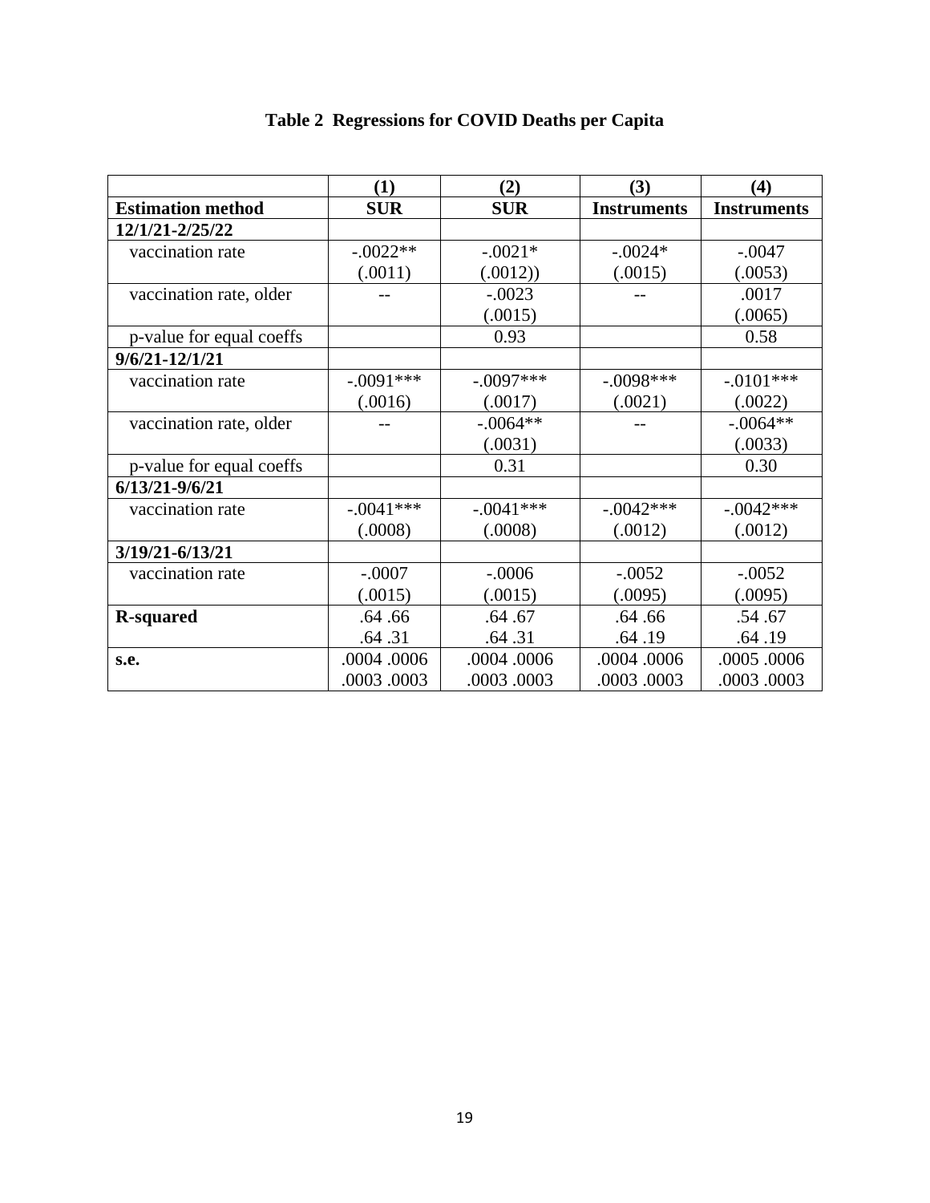**Table 2 Regressions for COVID Deaths per Capita**

| | (1) | (2) | (3) | (4) |
|---|---|---|---|---|
| **Estimation method** | **SUR** | **SUR** | **Instruments** | **Instruments** |
| **12/1/21-2/25/22** | | | | |
| vaccination rate | -.0022** (.0011) | -.0021* (.0012)) | -.0024* (.0015) | -.0047 (.0053) |
| vaccination rate, older | -- | -.0023 (.0015) | -- | .0017 (.0065) |
| p-value for equal coeffs | | 0.93 | | 0.58 |
| **9/6/21-12/1/21** | | | | |
| vaccination rate | -.0091*** (.0016) | -.0097*** (.0017) | -.0098*** (.0021) | -.0101*** (.0022) |
| vaccination rate, older | -- | -.0064** (.0031) | -- | -.0064** (.0033) |
| p-value for equal coeffs | | 0.31 | | 0.30 |
| **6/13/21-9/6/21** | | | | |
| vaccination rate | -.0041*** (.0008) | -.0041*** (.0008) | -.0042*** (.0012) | -.0042*** (.0012) |
| **3/19/21-6/13/21** | | | | |
| vaccination rate | -.0007 (.0015) | -.0006 (.0015) | -.0052 (.0095) | -.0052 (.0095) |
| **R-squared** | .64 .66 .64 .31 | .64 .67 .64 .31 | .64 .66 .64 .19 | .54 .67 .64 .19 |
| **s.e.** | .0004 .0006 .0003 .0003 | .0004 .0006 .0003 .0003 | .0004 .0006 .0003 .0003 | .0005 .0006 .0003 .0003 |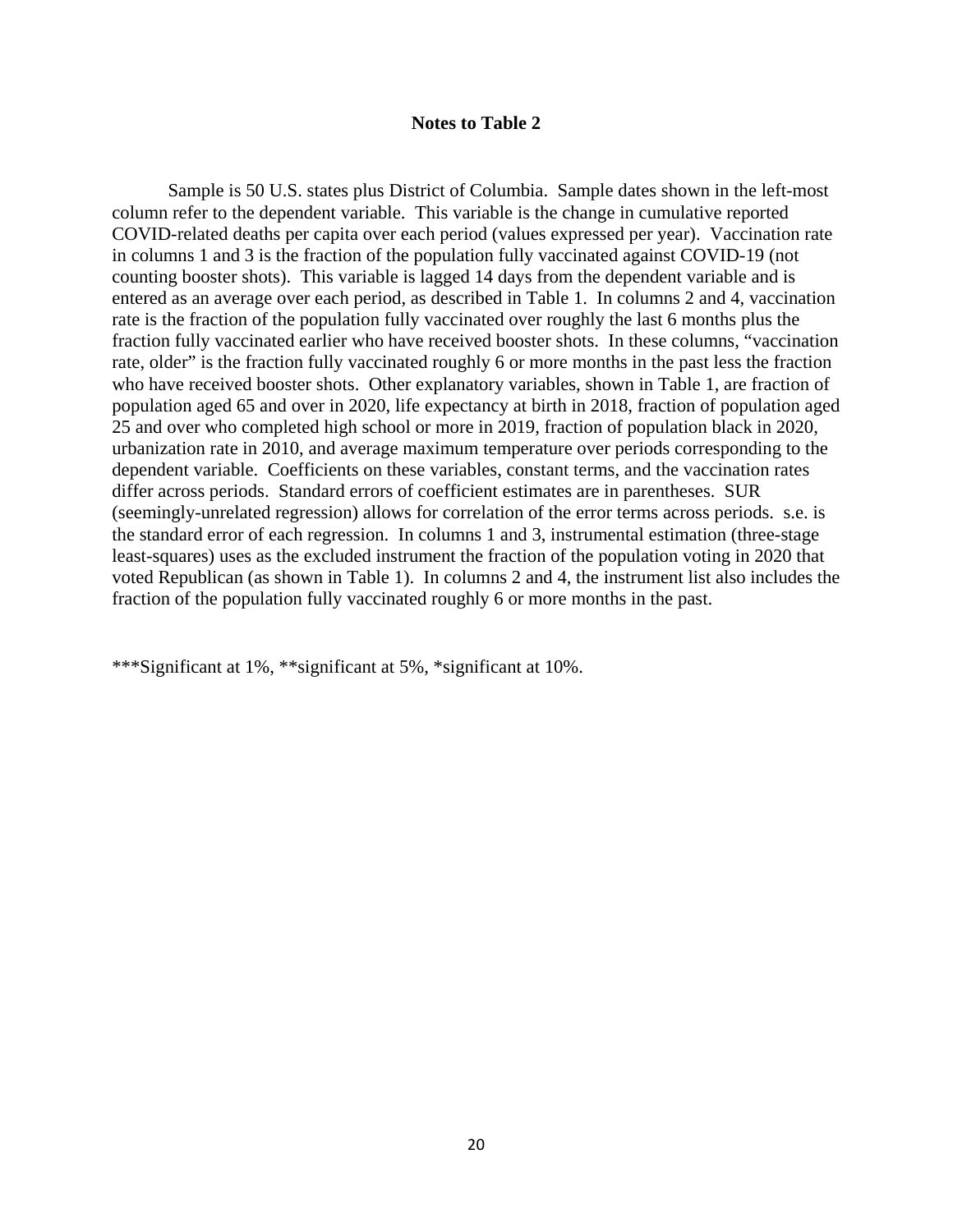## Notes to Table 2

Sample is 50 U.S. states plus District of Columbia. Sample dates shown in the left-most column refer to the dependent variable. This variable is the change in cumulative reported COVID-related deaths per capita over each period (values expressed per year). Vaccination rate in columns 1 and 3 is the fraction of the population fully vaccinated against COVID-19 (not counting booster shots). This variable is lagged 14 days from the dependent variable and is entered as an average over each period, as described in Table 1. In columns 2 and 4, vaccination rate is the fraction of the population fully vaccinated over roughly the last 6 months plus the fraction fully vaccinated earlier who have received booster shots. In these columns, "vaccination rate, older" is the fraction fully vaccinated roughly 6 or more months in the past less the fraction who have received booster shots. Other explanatory variables, shown in Table 1, are fraction of population aged 65 and over in 2020, life expectancy at birth in 2018, fraction of population aged 25 and over who completed high school or more in 2019, fraction of population black in 2020, urbanization rate in 2010, and average maximum temperature over periods corresponding to the dependent variable. Coefficients on these variables, constant terms, and the vaccination rates differ across periods. Standard errors of coefficient estimates are in parentheses. SUR (seemingly-unrelated regression) allows for correlation of the error terms across periods. s.e. is the standard error of each regression. In columns 1 and 3, instrumental estimation (three-stage least-squares) uses as the excluded instrument the fraction of the population voting in 2020 that voted Republican (as shown in Table 1). In columns 2 and 4, the instrument list also includes the fraction of the population fully vaccinated roughly 6 or more months in the past.

***Significant at 1%, **significant at 5%, *significant at 10%.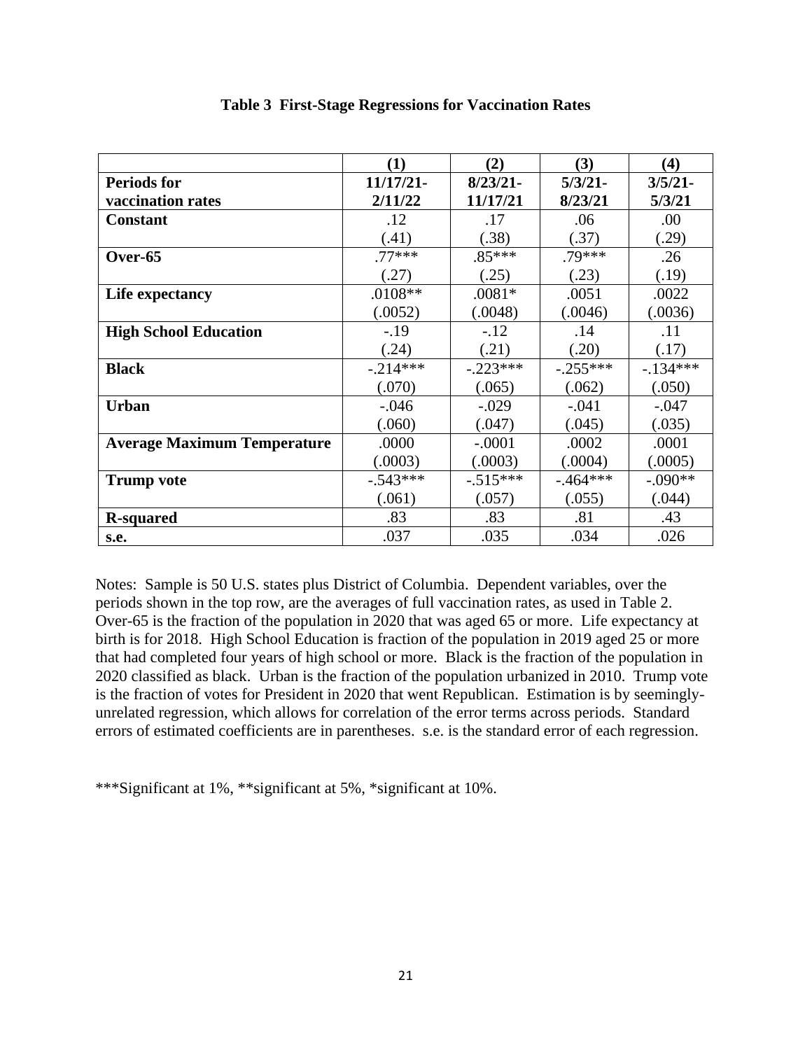**Table 3 First-Stage Regressions for Vaccination Rates**

| | (1) | (2) | (3) | (4) |
|---|---|---|---|---|
| **Periods for vaccination rates** | **11/17/21-2/11/22** | **8/23/21-11/17/21** | **5/3/21-8/23/21** | **3/5/21-5/3/21** |
| **Constant** | .12 | .17 | .06 | .00 |
| | (.41) | (.38) | (.37) | (.29) |
| **Over-65** | .77*** | .85*** | .79*** | .26 |
| | (.27) | (.25) | (.23) | (.19) |
| **Life expectancy** | .0108** | .0081* | .0051 | .0022 |
| | (.0052) | (.0048) | (.0046) | (.0036) |
| **High School Education** | -.19 | -.12 | .14 | .11 |
| | (.24) | (.21) | (.20) | (.17) |
| **Black** | -.214*** | -.223*** | -.255*** | -.134*** |
| | (.070) | (.065) | (.062) | (.050) |
| **Urban** | -.046 | -.029 | -.041 | -.047 |
| | (.060) | (.047) | (.045) | (.035) |
| **Average Maximum Temperature** | .0000 | -.0001 | .0002 | .0001 |
| | (.0003) | (.0003) | (.0004) | (.0005) |
| **Trump vote** | -.543*** | -.515*** | -.464*** | -.090** |
| | (.061) | (.057) | (.055) | (.044) |
| **R-squared** | .83 | .83 | .81 | .43 |
| **s.e.** | .037 | .035 | .034 | .026 |

Notes: Sample is 50 U.S. states plus District of Columbia. Dependent variables, over the periods shown in the top row, are the averages of full vaccination rates, as used in Table 2. Over-65 is the fraction of the population in 2020 that was aged 65 or more. Life expectancy at birth is for 2018. High School Education is fraction of the population in 2019 aged 25 or more that had completed four years of high school or more. Black is the fraction of the population in 2020 classified as black. Urban is the fraction of the population urbanized in 2010. Trump vote is the fraction of votes for President in 2020 that went Republican. Estimation is by seemingly-unrelated regression, which allows for correlation of the error terms across periods. Standard errors of estimated coefficients are in parentheses. s.e. is the standard error of each regression.

***Significant at 1%, **significant at 5%, *significant at 10%.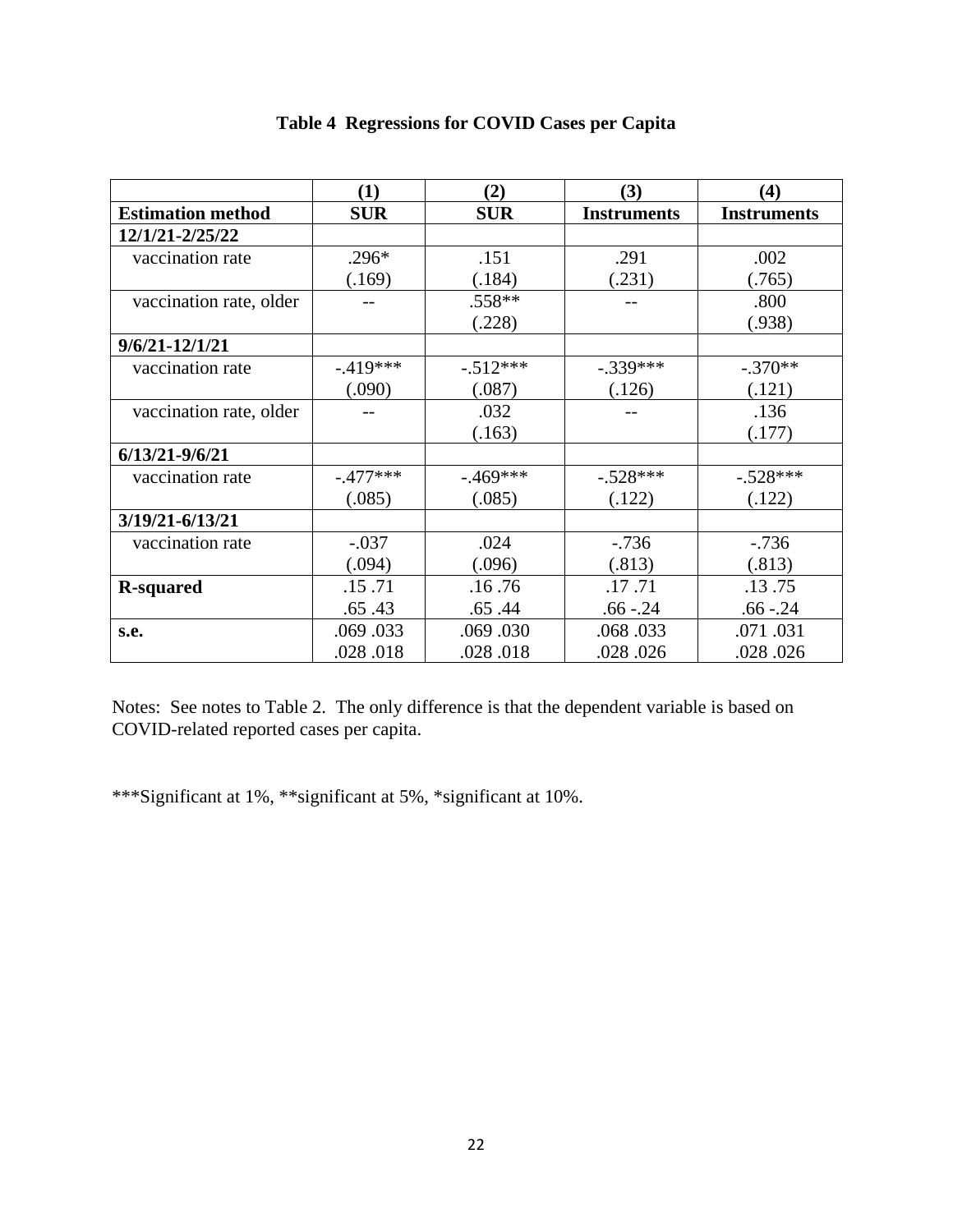# Table 4 Regressions for COVID Cases per Capita

| | (1) | (2) | (3) | (4) |
|---|---|---|---|---|
| **Estimation method** | **SUR** | **SUR** | **Instruments** | **Instruments** |
| **12/1/21-2/25/22** | | | | |
| vaccination rate | .296*<br>(.169) | .151<br>(.184) | .291<br>(.231) | .002<br>(.765) |
| vaccination rate, older | -- | .558**<br>(.228) | -- | .800<br>(.938) |
| **9/6/21-12/1/21** | | | | |
| vaccination rate | -.419***<br>(.090) | -.512***<br>(.087) | -.339***<br>(.126) | -.370**<br>(.121) |
| vaccination rate, older | -- | .032<br>(.163) | -- | .136<br>(.177) |
| **6/13/21-9/6/21** | | | | |
| vaccination rate | -.477***<br>(.085) | -.469***<br>(.085) | -.528***<br>(.122) | -.528***<br>(.122) |
| **3/19/21-6/13/21** | | | | |
| vaccination rate | -.037<br>(.094) | .024<br>(.096) | -.736<br>(.813) | -.736<br>(.813) |
| **R-squared** | .15 .71<br>.65 .43 | .16 .76<br>.65 .44 | .17 .71<br>.66 -.24 | .13 .75<br>.66 -.24 |
| **s.e.** | .069 .033<br>.028 .018 | .069 .030<br>.028 .018 | .068 .033<br>.028 .026 | .071 .031<br>.028 .026 |

Notes: See notes to Table 2. The only difference is that the dependent variable is based on COVID-related reported cases per capita.

***Significant at 1%, **significant at 5%, *significant at 10%.